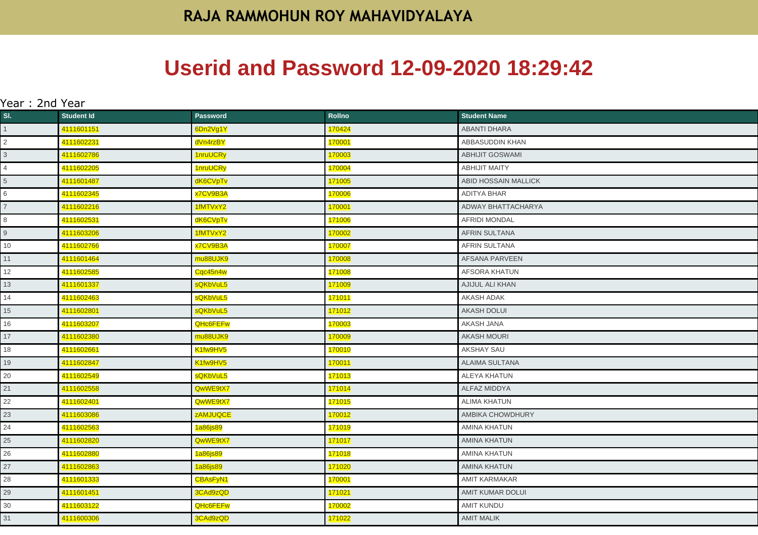# RAJA RAMMOHUN ROY MAHAVIDYALAYA

# Userid and Password 12-09-2020 18:29:42

Year : 2nd Year

| Sl. | Student Id | Password | Rollno | Student Name |
|---|---|---|---|---|
| 1 | 4111601151 | 6Dn2Vg1Y | 170424 | ABANTI DHARA |
| 2 | 4111602231 | dVn4rzBY | 170001 | ABBASUDDIN KHAN |
| 3 | 4111602786 | 1nruUCRy | 170003 | ABHIJIT GOSWAMI |
| 4 | 4111602205 | 1nruUCRy | 170004 | ABHIJIT MAITY |
| 5 | 4111601487 | dK6CVpTv | 171005 | ABID HOSSAIN MALLICK |
| 6 | 4111602345 | x7CV9B3A | 170006 | ADITYA BHAR |
| 7 | 4111602216 | 1fMTVxY2 | 170001 | ADWAY BHATTACHARYA |
| 8 | 4111602531 | dK6CVpTv | 171006 | AFRIDI MONDAL |
| 9 | 4111603206 | 1fMTVxY2 | 170002 | AFRIN SULTANA |
| 10 | 4111602766 | x7CV9B3A | 170007 | AFRIN SULTANA |
| 11 | 4111601464 | mu88UJK9 | 170008 | AFSANA PARVEEN |
| 12 | 4111602585 | Cqc45n4w | 171008 | AFSORA KHATUN |
| 13 | 4111601337 | sQKbVuL5 | 171009 | AJIJUL ALI KHAN |
| 14 | 4111602463 | sQKbVuL5 | 171011 | AKASH ADAK |
| 15 | 4111602801 | sQKbVuL5 | 171012 | AKASH DOLUI |
| 16 | 4111603207 | QHc6FEFw | 170003 | AKASH JANA |
| 17 | 4111602380 | mu88UJK9 | 170009 | AKASH MOURI |
| 18 | 4111602661 | K1fw9HV5 | 170010 | AKSHAY SAU |
| 19 | 4111602847 | K1fw9HV5 | 170011 | ALAIMA SULTANA |
| 20 | 4111602549 | sQKbVuL5 | 171013 | ALEYA KHATUN |
| 21 | 4111602558 | QwWE9tX7 | 171014 | ALFAZ MIDDYA |
| 22 | 4111602401 | QwWE9tX7 | 171015 | ALIMA KHATUN |
| 23 | 4111603086 | zAMJUQCE | 170012 | AMBIKA CHOWDHURY |
| 24 | 4111602563 | 1a86js89 | 171019 | AMINA KHATUN |
| 25 | 4111602820 | QwWE9tX7 | 171017 | AMINA KHATUN |
| 26 | 4111602880 | 1a86js89 | 171018 | AMINA KHATUN |
| 27 | 4111602863 | 1a86js89 | 171020 | AMINA KHATUN |
| 28 | 4111601333 | CBAsFyN1 | 170001 | AMIT KARMAKAR |
| 29 | 4111601451 | 3CAd9zQD | 171021 | AMIT KUMAR DOLUI |
| 30 | 4111603122 | QHc6FEFw | 170002 | AMIT KUNDU |
| 31 | 4111600306 | 3CAd9zQD | 171022 | AMIT MALIK |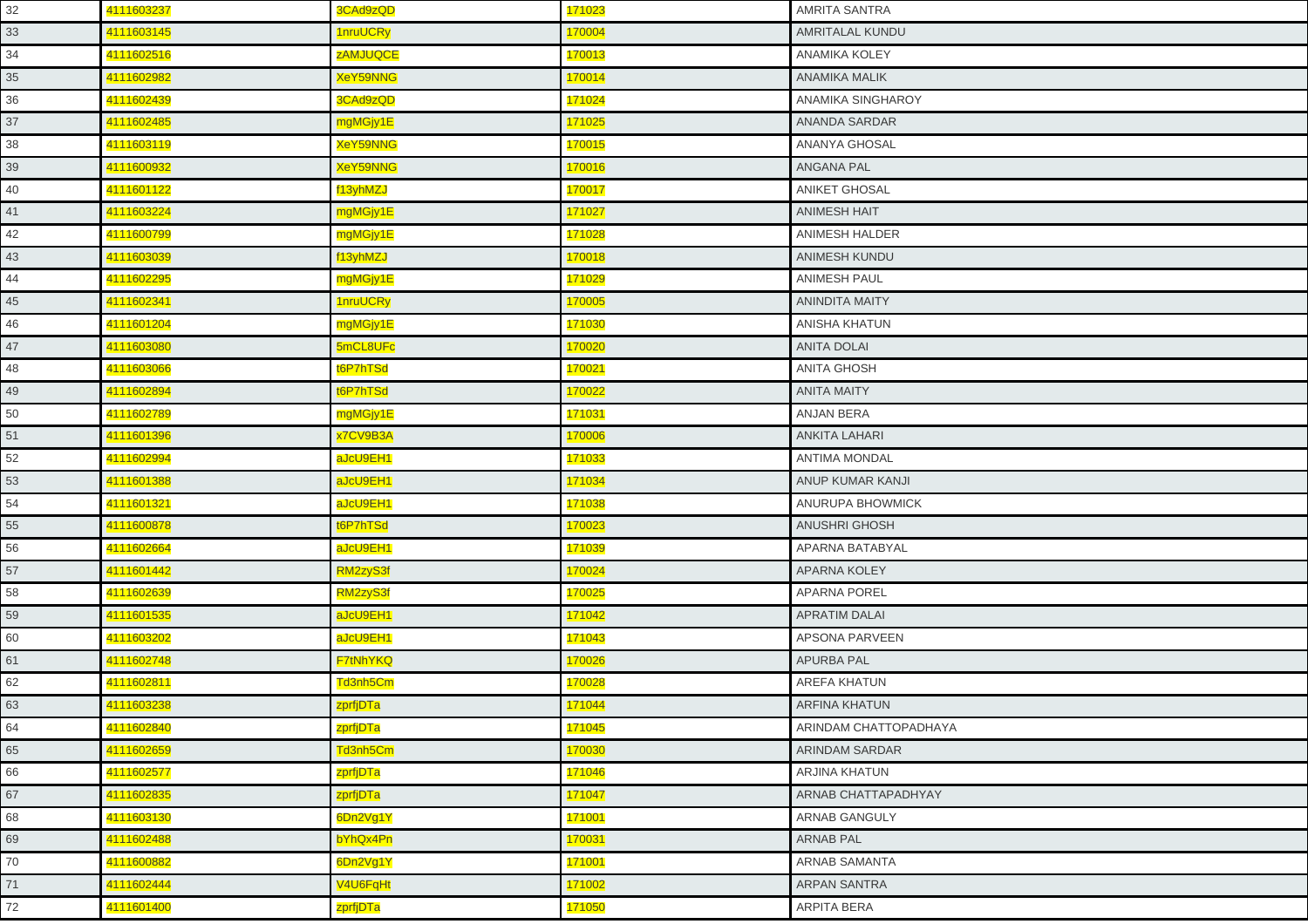| 32 | 4111603237 | 3CAd9zQD | 171023 | AMRITA SANTRA |
|---|---|---|---|---|
| 33 | 4111603145 | 1nruUCRy | 170004 | AMRITALAL KUNDU |
| 34 | 4111602516 | zAMJUQCE | 170013 | ANAMIKA KOLEY |
| 35 | 4111602982 | XeY59NNG | 170014 | ANAMIKA MALIK |
| 36 | 4111602439 | 3CAd9zQD | 171024 | ANAMIKA SINGHAROY |
| 37 | 4111602485 | mgMGjy1E | 171025 | ANANDA SARDAR |
| 38 | 4111603119 | XeY59NNG | 170015 | ANANYA GHOSAL |
| 39 | 4111600932 | XeY59NNG | 170016 | ANGANA PAL |
| 40 | 4111601122 | f13yhMZJ | 170017 | ANIKET GHOSAL |
| 41 | 4111603224 | mgMGjy1E | 171027 | ANIMESH HAIT |
| 42 | 4111600799 | mgMGjy1E | 171028 | ANIMESH HALDER |
| 43 | 4111603039 | f13yhMZJ | 170018 | ANIMESH KUNDU |
| 44 | 4111602295 | mgMGjy1E | 171029 | ANIMESH PAUL |
| 45 | 4111602341 | 1nruUCRy | 170005 | ANINDITA MAITY |
| 46 | 4111601204 | mgMGjy1E | 171030 | ANISHA KHATUN |
| 47 | 4111603080 | 5mCL8UFc | 170020 | ANITA DOLAI |
| 48 | 4111603066 | t6P7hTSd | 170021 | ANITA GHOSH |
| 49 | 4111602894 | t6P7hTSd | 170022 | ANITA MAITY |
| 50 | 4111602789 | mgMGjy1E | 171031 | ANJAN BERA |
| 51 | 4111601396 | x7CV9B3A | 170006 | ANKITA LAHARI |
| 52 | 4111602994 | aJcU9EH1 | 171033 | ANTIMA MONDAL |
| 53 | 4111601388 | aJcU9EH1 | 171034 | ANUP KUMAR KANJI |
| 54 | 4111601321 | aJcU9EH1 | 171038 | ANURUPA BHOWMICK |
| 55 | 4111600878 | t6P7hTSd | 170023 | ANUSHRI GHOSH |
| 56 | 4111602664 | aJcU9EH1 | 171039 | APARNA BATABYAL |
| 57 | 4111601442 | RM2zyS3f | 170024 | APARNA KOLEY |
| 58 | 4111602639 | RM2zyS3f | 170025 | APARNA POREL |
| 59 | 4111601535 | aJcU9EH1 | 171042 | APRATIM DALAI |
| 60 | 4111603202 | aJcU9EH1 | 171043 | APSONA PARVEEN |
| 61 | 4111602748 | F7tNhYKQ | 170026 | APURBA PAL |
| 62 | 4111602811 | Td3nh5Cm | 170028 | AREFA KHATUN |
| 63 | 4111603238 | zprfjDTa | 171044 | ARFINA KHATUN |
| 64 | 4111602840 | zprfjDTa | 171045 | ARINDAM CHATTOPADHAYA |
| 65 | 4111602659 | Td3nh5Cm | 170030 | ARINDAM SARDAR |
| 66 | 4111602577 | zprfjDTa | 171046 | ARJINA KHATUN |
| 67 | 4111602835 | zprfjDTa | 171047 | ARNAB CHATTAPADHYAY |
| 68 | 4111603130 | 6Dn2Vg1Y | 171001 | ARNAB GANGULY |
| 69 | 4111602488 | bYhQx4Pn | 170031 | ARNAB PAL |
| 70 | 4111600882 | 6Dn2Vg1Y | 171001 | ARNAB SAMANTA |
| 71 | 4111602444 | V4U6FqHt | 171002 | ARPAN SANTRA |
| 72 | 4111601400 | zprfjDTa | 171050 | ARPITA BERA |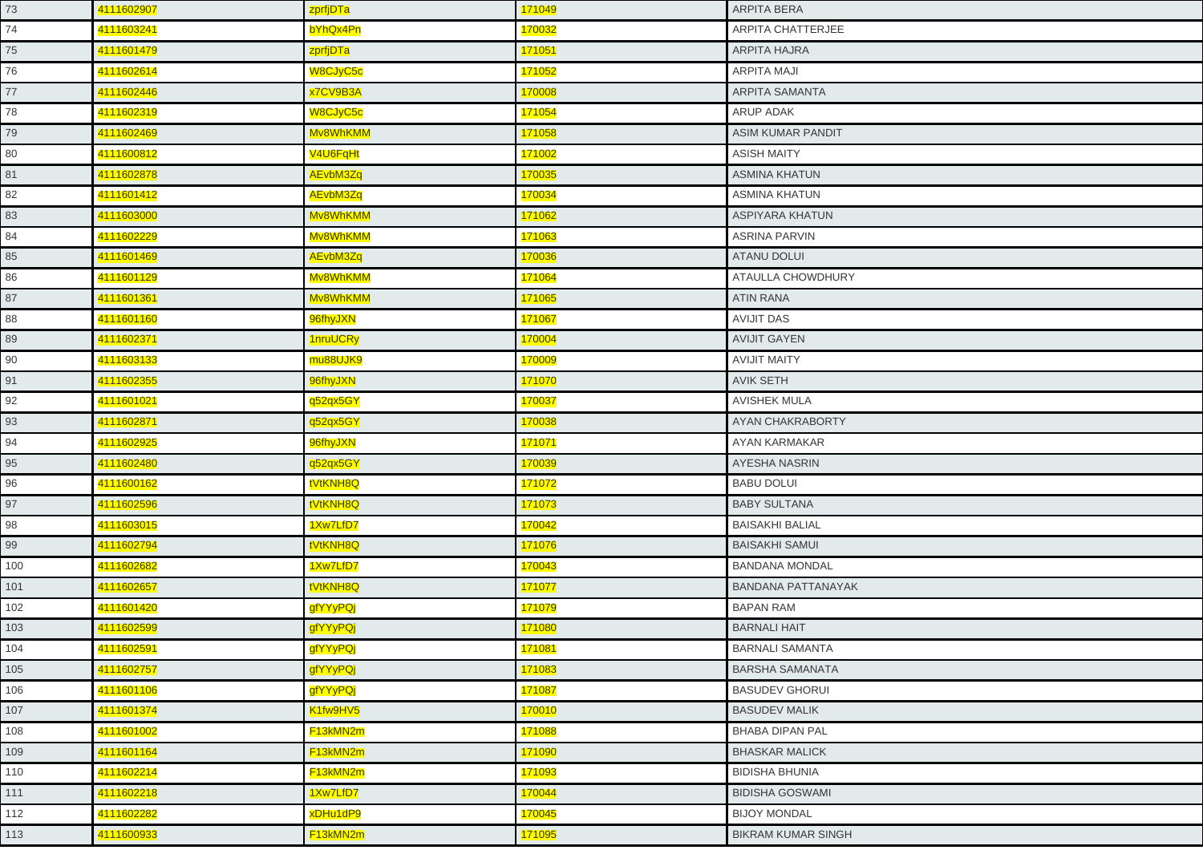| 73 | 4111602907 | zprfjDTa | 171049 | ARPITA BERA |
|---|---|---|---|---|
| 74 | 4111603241 | bYhQx4Pn | 170032 | ARPITA CHATTERJEE |
| 75 | 4111601479 | zprfjDTa | 171051 | ARPITA HAJRA |
| 76 | 4111602614 | W8CJyC5c | 171052 | ARPITA MAJI |
| 77 | 4111602446 | x7CV9B3A | 170008 | ARPITA SAMANTA |
| 78 | 4111602319 | W8CJyC5c | 171054 | ARUP ADAK |
| 79 | 4111602469 | Mv8WhKMM | 171058 | ASIM KUMAR PANDIT |
| 80 | 4111600812 | V4U6FqHt | 171002 | ASISH MAITY |
| 81 | 4111602878 | AEvbM3Zq | 170035 | ASMINA KHATUN |
| 82 | 4111601412 | AEvbM3Zq | 170034 | ASMINA KHATUN |
| 83 | 4111603000 | Mv8WhKMM | 171062 | ASPIYARA KHATUN |
| 84 | 4111602229 | Mv8WhKMM | 171063 | ASRINA PARVIN |
| 85 | 4111601469 | AEvbM3Zq | 170036 | ATANU DOLUI |
| 86 | 4111601129 | Mv8WhKMM | 171064 | ATAULLA CHOWDHURY |
| 87 | 4111601361 | Mv8WhKMM | 171065 | ATIN RANA |
| 88 | 4111601160 | 96fhyJXN | 171067 | AVIJIT DAS |
| 89 | 4111602371 | 1nruUCRy | 170004 | AVIJIT GAYEN |
| 90 | 4111603133 | mu88UJK9 | 170009 | AVIJIT MAITY |
| 91 | 4111602355 | 96fhyJXN | 171070 | AVIK SETH |
| 92 | 4111601021 | q52qx5GY | 170037 | AVISHEK MULA |
| 93 | 4111602871 | q52qx5GY | 170038 | AYAN CHAKRABORTY |
| 94 | 4111602925 | 96fhyJXN | 171071 | AYAN KARMAKAR |
| 95 | 4111602480 | q52qx5GY | 170039 | AYESHA NASRIN |
| 96 | 4111600162 | tVtKNH8Q | 171072 | BABU DOLUI |
| 97 | 4111602596 | tVtKNH8Q | 171073 | BABY SULTANA |
| 98 | 4111603015 | 1Xw7LfD7 | 170042 | BAISAKHI BALIAL |
| 99 | 4111602794 | tVtKNH8Q | 171076 | BAISAKHI SAMUI |
| 100 | 4111602682 | 1Xw7LfD7 | 170043 | BANDANA MONDAL |
| 101 | 4111602657 | tVtKNH8Q | 171077 | BANDANA PATTANAYAK |
| 102 | 4111601420 | gfYYyPQj | 171079 | BAPAN RAM |
| 103 | 4111602599 | gfYYyPQj | 171080 | BARNALI HAIT |
| 104 | 4111602591 | gfYYyPQj | 171081 | BARNALI SAMANTA |
| 105 | 4111602757 | gfYYyPQj | 171083 | BARSHA SAMANATA |
| 106 | 4111601106 | gfYYyPQj | 171087 | BASUDEV GHORUI |
| 107 | 4111601374 | K1fw9HV5 | 170010 | BASUDEV MALIK |
| 108 | 4111601002 | F13kMN2m | 171088 | BHABA DIPAN PAL |
| 109 | 4111601164 | F13kMN2m | 171090 | BHASKAR MALICK |
| 110 | 4111602214 | F13kMN2m | 171093 | BIDISHA BHUNIA |
| 111 | 4111602218 | 1Xw7LfD7 | 170044 | BIDISHA GOSWAMI |
| 112 | 4111602282 | xDHu1dP9 | 170045 | BIJOY MONDAL |
| 113 | 4111600933 | F13kMN2m | 171095 | BIKRAM KUMAR SINGH |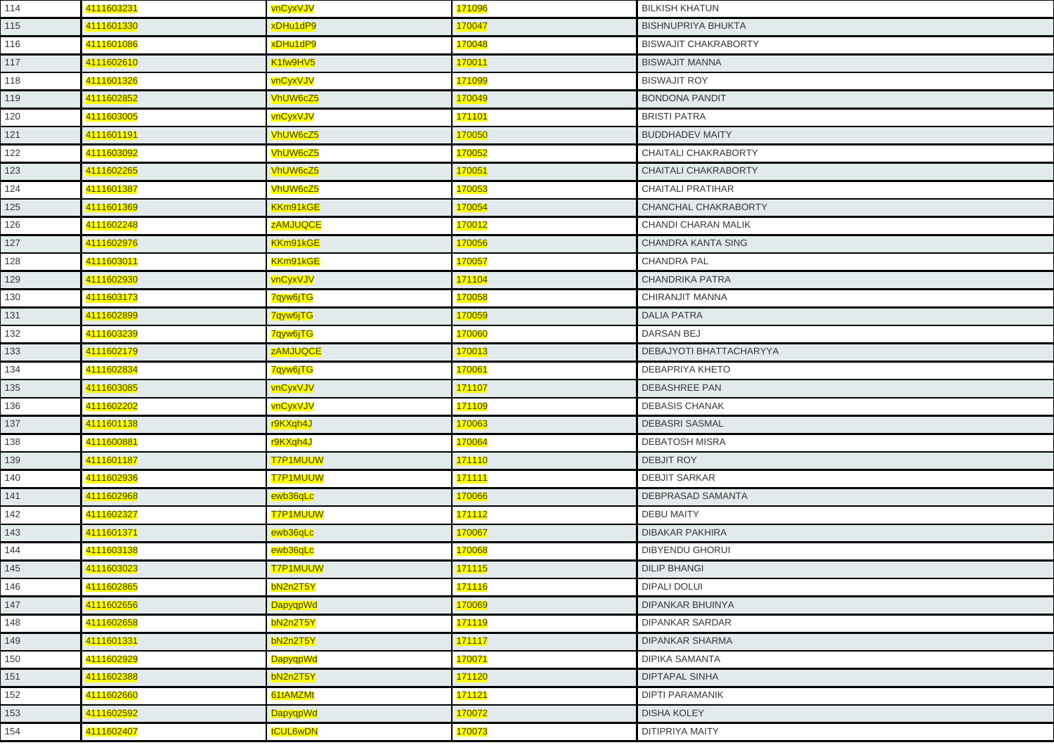| | | | | |
|---|---|---|---|---|
| 114 | 4111603231 | vnCyxVJV | 171096 | BILKISH KHATUN |
| 115 | 4111601330 | xDHu1dP9 | 170047 | BISHNUPRIYA BHUKTA |
| 116 | 4111601086 | xDHu1dP9 | 170048 | BISWAJIT CHAKRABORTY |
| 117 | 4111602610 | K1fw9HV5 | 170011 | BISWAJIT MANNA |
| 118 | 4111601326 | vnCyxVJV | 171099 | BISWAJIT ROY |
| 119 | 4111602852 | VhUW6cZ5 | 170049 | BONDONA PANDIT |
| 120 | 4111603005 | vnCyxVJV | 171101 | BRISTI PATRA |
| 121 | 4111601191 | VhUW6cZ5 | 170050 | BUDDHADEV MAITY |
| 122 | 4111603092 | VhUW6cZ5 | 170052 | CHAITALI CHAKRABORTY |
| 123 | 4111602265 | VhUW6cZ5 | 170051 | CHAITALI CHAKRABORTY |
| 124 | 4111601387 | VhUW6cZ5 | 170053 | CHAITALI PRATIHAR |
| 125 | 4111601369 | KKm91kGE | 170054 | CHANCHAL CHAKRABORTY |
| 126 | 4111602248 | zAMJUQCE | 170012 | CHANDI CHARAN MALIK |
| 127 | 4111602976 | KKm91kGE | 170056 | CHANDRA KANTA SING |
| 128 | 4111603011 | KKm91kGE | 170057 | CHANDRA PAL |
| 129 | 4111602930 | vnCyxVJV | 171104 | CHANDRIKA PATRA |
| 130 | 4111603173 | 7qyw6jTG | 170058 | CHIRANJIT MANNA |
| 131 | 4111602899 | 7qyw6jTG | 170059 | DALIA PATRA |
| 132 | 4111603239 | 7qyw6jTG | 170060 | DARSAN BEJ |
| 133 | 4111602179 | zAMJUQCE | 170013 | DEBAJYOTI BHATTACHARYYA |
| 134 | 4111602834 | 7qyw6jTG | 170061 | DEBAPRIYA KHETO |
| 135 | 4111603085 | vnCyxVJV | 171107 | DEBASHREE PAN |
| 136 | 4111602202 | vnCyxVJV | 171109 | DEBASIS CHANAK |
| 137 | 4111601138 | r9KXqh4J | 170063 | DEBASRI SASMAL |
| 138 | 4111600881 | r9KXqh4J | 170064 | DEBATOSH MISRA |
| 139 | 4111601187 | T7P1MUUW | 171110 | DEBJIT ROY |
| 140 | 4111602936 | T7P1MUUW | 171111 | DEBJIT SARKAR |
| 141 | 4111602968 | ewb36qLc | 170066 | DEBPRASAD SAMANTA |
| 142 | 4111602327 | T7P1MUUW | 171112 | DEBU MAITY |
| 143 | 4111601371 | ewb36qLc | 170067 | DIBAKAR PAKHIRA |
| 144 | 4111603138 | ewb36qLc | 170068 | DIBYENDU GHORUI |
| 145 | 4111603023 | T7P1MUUW | 171115 | DILIP BHANGI |
| 146 | 4111602865 | bN2n2T5Y | 171116 | DIPALI DOLUI |
| 147 | 4111602656 | DapyqpWd | 170069 | DIPANKAR BHUINYA |
| 148 | 4111602658 | bN2n2T5Y | 171119 | DIPANKAR SARDAR |
| 149 | 4111601331 | bN2n2T5Y | 171117 | DIPANKAR SHARMA |
| 150 | 4111602929 | DapyqpWd | 170071 | DIPIKA SAMANTA |
| 151 | 4111602388 | bN2n2T5Y | 171120 | DIPTAPAL SINHA |
| 152 | 4111602660 | 61tAMZMt | 171121 | DIPTI PARAMANIK |
| 153 | 4111602592 | DapyqpWd | 170072 | DISHA KOLEY |
| 154 | 4111602407 | tCUL6wDN | 170073 | DITIPRIYA MAITY |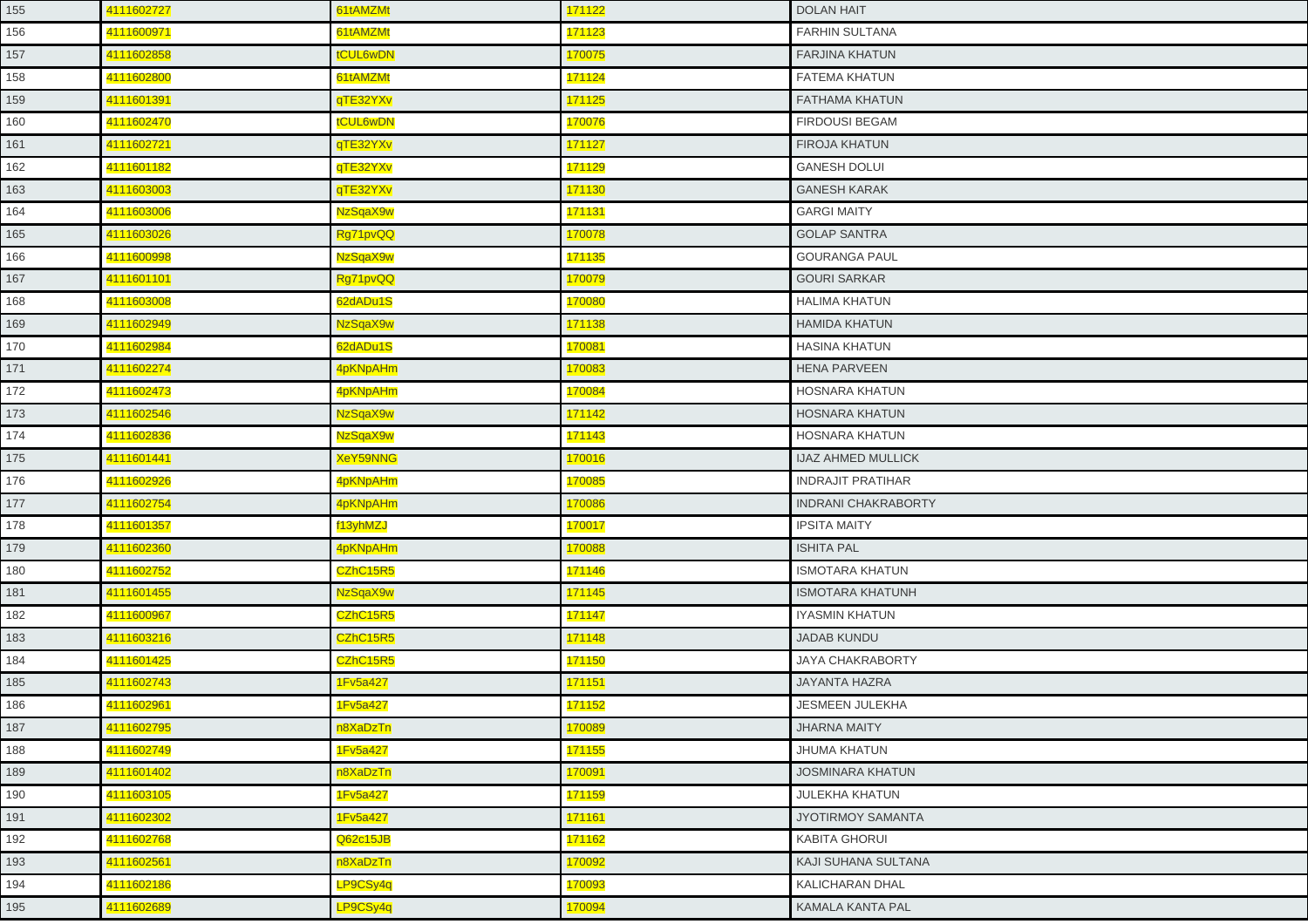| 155 | 4111602727 | 61tAMZMt | 171122 | DOLAN HAIT |
|---|---|---|---|---|
| 156 | 4111600971 | 61tAMZMt | 171123 | FARHIN SULTANA |
| 157 | 4111602858 | tCUL6wDN | 170075 | FARJINA KHATUN |
| 158 | 4111602800 | 61tAMZMt | 171124 | FATEMA KHATUN |
| 159 | 4111601391 | qTE32YXv | 171125 | FATHAMA KHATUN |
| 160 | 4111602470 | tCUL6wDN | 170076 | FIRDOUSI BEGAM |
| 161 | 4111602721 | qTE32YXv | 171127 | FIROJA KHATUN |
| 162 | 4111601182 | qTE32YXv | 171129 | GANESH DOLUI |
| 163 | 4111603003 | qTE32YXv | 171130 | GANESH KARAK |
| 164 | 4111603006 | NzSqaX9w | 171131 | GARGI MAITY |
| 165 | 4111603026 | Rg71pvQQ | 170078 | GOLAP SANTRA |
| 166 | 4111600998 | NzSqaX9w | 171135 | GOURANGA PAUL |
| 167 | 4111601101 | Rg71pvQQ | 170079 | GOURI SARKAR |
| 168 | 4111603008 | 62dADu1S | 170080 | HALIMA KHATUN |
| 169 | 4111602949 | NzSqaX9w | 171138 | HAMIDA KHATUN |
| 170 | 4111602984 | 62dADu1S | 170081 | HASINA KHATUN |
| 171 | 4111602274 | 4pKNpAHm | 170083 | HENA PARVEEN |
| 172 | 4111602473 | 4pKNpAHm | 170084 | HOSNARA KHATUN |
| 173 | 4111602546 | NzSqaX9w | 171142 | HOSNARA KHATUN |
| 174 | 4111602836 | NzSqaX9w | 171143 | HOSNARA KHATUN |
| 175 | 4111601441 | XeY59NNG | 170016 | IJAZ AHMED MULLICK |
| 176 | 4111602926 | 4pKNpAHm | 170085 | INDRAJIT PRATIHAR |
| 177 | 4111602754 | 4pKNpAHm | 170086 | INDRANI CHAKRABORTY |
| 178 | 4111601357 | f13yhMZJ | 170017 | IPSITA MAITY |
| 179 | 4111602360 | 4pKNpAHm | 170088 | ISHITA PAL |
| 180 | 4111602752 | CZhC15R5 | 171146 | ISMOTARA KHATUN |
| 181 | 4111601455 | NzSqaX9w | 171145 | ISMOTARA KHATUNH |
| 182 | 4111600967 | CZhC15R5 | 171147 | IYASMIN KHATUN |
| 183 | 4111603216 | CZhC15R5 | 171148 | JADAB KUNDU |
| 184 | 4111601425 | CZhC15R5 | 171150 | JAYA CHAKRABORTY |
| 185 | 4111602743 | 1Fv5a427 | 171151 | JAYANTA HAZRA |
| 186 | 4111602961 | 1Fv5a427 | 171152 | JESMEEN JULEKHA |
| 187 | 4111602795 | n8XaDzTn | 170089 | JHARNA MAITY |
| 188 | 4111602749 | 1Fv5a427 | 171155 | JHUMA KHATUN |
| 189 | 4111601402 | n8XaDzTn | 170091 | JOSMINARA KHATUN |
| 190 | 4111603105 | 1Fv5a427 | 171159 | JULEKHA KHATUN |
| 191 | 4111602302 | 1Fv5a427 | 171161 | JYOTIRMOY SAMANTA |
| 192 | 4111602768 | Q62c15JB | 171162 | KABITA GHORUI |
| 193 | 4111602561 | n8XaDzTn | 170092 | KAJI SUHANA SULTANA |
| 194 | 4111602186 | LP9CSy4q | 170093 | KALICHARAN DHAL |
| 195 | 4111602689 | LP9CSy4q | 170094 | KAMALA KANTA PAL |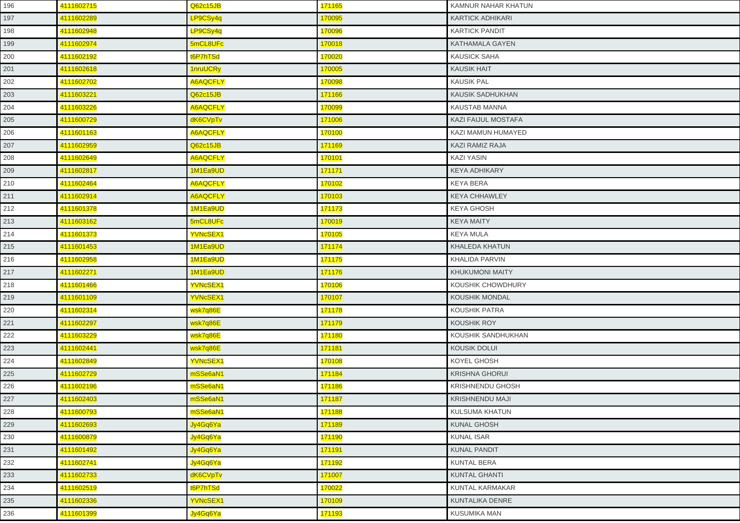| 196 | 4111602715 | Q62c15JB | 171165 | KAMNUR NAHAR KHATUN |
|---|---|---|---|---|
| 197 | 4111602289 | LP9CSy4q | 170095 | KARTICK ADHIKARI |
| 198 | 4111602948 | LP9CSy4q | 170096 | KARTICK PANDIT |
| 199 | 4111602974 | 5mCL8UFc | 170018 | KATHAMALA GAYEN |
| 200 | 4111602192 | t6P7hTSd | 170020 | KAUSICK SAHA |
| 201 | 4111602618 | 1nruUCRy | 170005 | KAUSIK HAIT |
| 202 | 4111602702 | A6AQCFLY | 170098 | KAUSIK PAL |
| 203 | 4111603221 | Q62c15JB | 171166 | KAUSIK SADHUKHAN |
| 204 | 4111603226 | A6AQCFLY | 170099 | KAUSTAB MANNA |
| 205 | 4111600729 | dK6CVpTv | 171006 | KAZI FAIJUL MOSTAFA |
| 206 | 4111601163 | A6AQCFLY | 170100 | KAZI MAMUN HUMAYED |
| 207 | 4111602959 | Q62c15JB | 171169 | KAZI RAMIZ RAJA |
| 208 | 4111602649 | A6AQCFLY | 170101 | KAZI YASIN |
| 209 | 4111602817 | 1M1Ea9UD | 171171 | KEYA ADHIKARY |
| 210 | 4111602464 | A6AQCFLY | 170102 | KEYA BERA |
| 211 | 4111602914 | A6AQCFLY | 170103 | KEYA CHHAWLEY |
| 212 | 4111601378 | 1M1Ea9UD | 171173 | KEYA GHOSH |
| 213 | 4111603162 | 5mCL8UFc | 170019 | KEYA MAITY |
| 214 | 4111601373 | YVNcSEX1 | 170105 | KEYA MULA |
| 215 | 4111601453 | 1M1Ea9UD | 171174 | KHALEDA KHATUN |
| 216 | 4111602958 | 1M1Ea9UD | 171175 | KHALIDA PARVIN |
| 217 | 4111602271 | 1M1Ea9UD | 171176 | KHUKUMONI MAITY |
| 218 | 4111601466 | YVNcSEX1 | 170106 | KOUSHIK CHOWDHURY |
| 219 | 4111601109 | YVNcSEX1 | 170107 | KOUSHIK MONDAL |
| 220 | 4111602314 | wsk7q86E | 171178 | KOUSHIK PATRA |
| 221 | 4111602297 | wsk7q86E | 171179 | KOUSHIK ROY |
| 222 | 4111603229 | wsk7q86E | 171180 | KOUSHIK SANDHUKHAN |
| 223 | 4111602441 | wsk7q86E | 171181 | KOUSIK DOLUI |
| 224 | 4111602849 | YVNcSEX1 | 170108 | KOYEL GHOSH |
| 225 | 4111602729 | mSSe6aN1 | 171184 | KRISHNA GHORUI |
| 226 | 4111602196 | mSSe6aN1 | 171186 | KRISHNENDU GHOSH |
| 227 | 4111602403 | mSSe6aN1 | 171187 | KRISHNENDU MAJI |
| 228 | 4111600793 | mSSe6aN1 | 171188 | KULSUMA KHATUN |
| 229 | 4111602693 | Jy4Gq6Ya | 171189 | KUNAL GHOSH |
| 230 | 4111600879 | Jy4Gq6Ya | 171190 | KUNAL ISAR |
| 231 | 4111601492 | Jy4Gq6Ya | 171191 | KUNAL PANDIT |
| 232 | 4111602741 | Jy4Gq6Ya | 171192 | KUNTAL BERA |
| 233 | 4111602733 | dK6CVpTv | 171007 | KUNTAL GHANTI |
| 234 | 4111602519 | t6P7hTSd | 170022 | KUNTAL KARMAKAR |
| 235 | 4111602336 | YVNcSEX1 | 170109 | KUNTALIKA DENRE |
| 236 | 4111601399 | Jy4Gq6Ya | 171193 | KUSUMIKA MAN |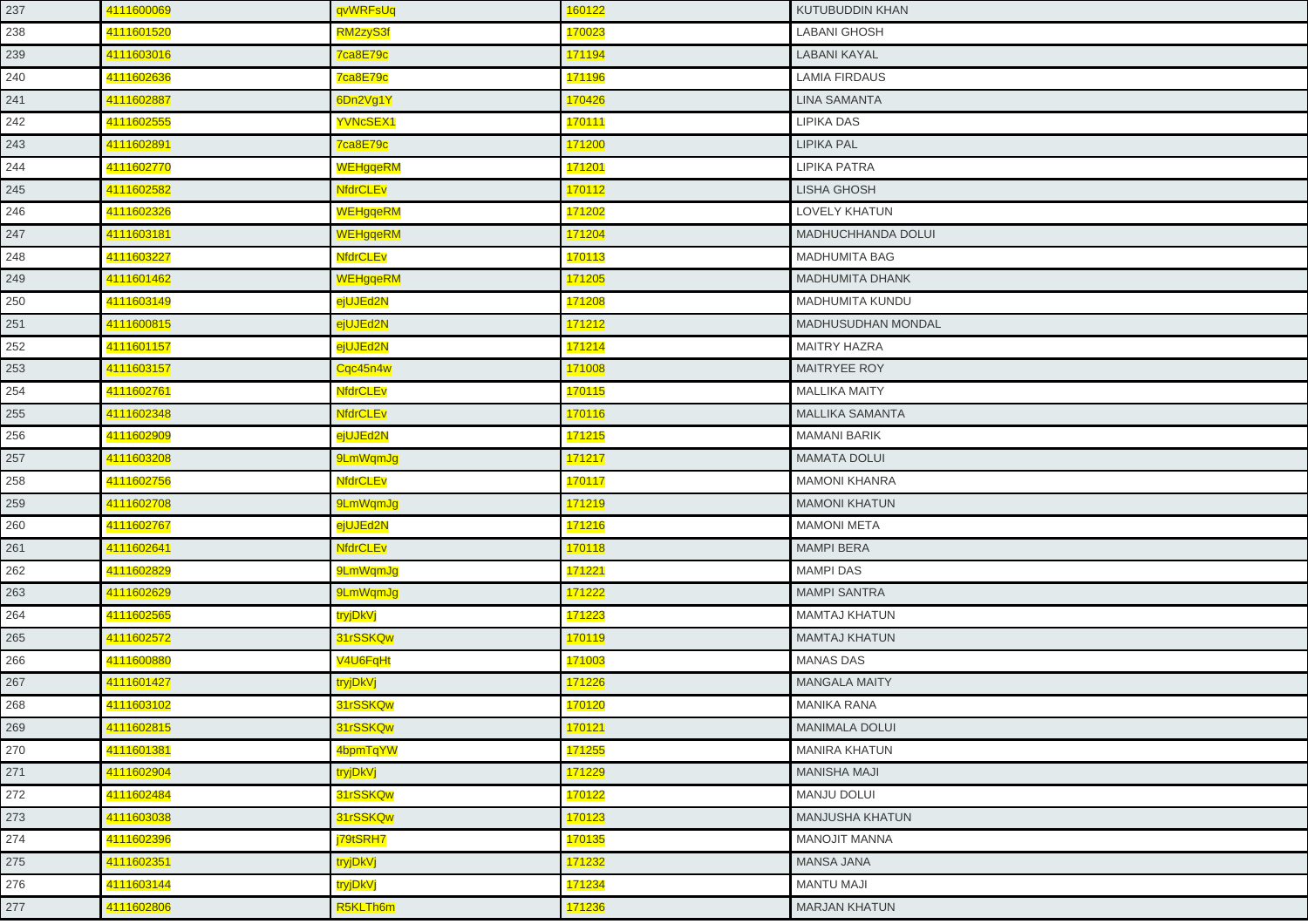| | | | | |
|---|---|---|---|---|
| 237 | 4111600069 | qvWRFsUq | 160122 | KUTUBUDDIN KHAN |
| 238 | 4111601520 | RM2zyS3f | 170023 | LABANI GHOSH |
| 239 | 4111603016 | 7ca8E79c | 171194 | LABANI KAYAL |
| 240 | 4111602636 | 7ca8E79c | 171196 | LAMIA FIRDAUS |
| 241 | 4111602887 | 6Dn2Vg1Y | 170426 | LINA SAMANTA |
| 242 | 4111602555 | YVNcSEX1 | 170111 | LIPIKA DAS |
| 243 | 4111602891 | 7ca8E79c | 171200 | LIPIKA PAL |
| 244 | 4111602770 | WEHgqeRM | 171201 | LIPIKA PATRA |
| 245 | 4111602582 | NfdrCLEv | 170112 | LISHA GHOSH |
| 246 | 4111602326 | WEHgqeRM | 171202 | LOVELY KHATUN |
| 247 | 4111603181 | WEHgqeRM | 171204 | MADHUCHHANDA DOLUI |
| 248 | 4111603227 | NfdrCLEv | 170113 | MADHUMITA BAG |
| 249 | 4111601462 | WEHgqeRM | 171205 | MADHUMITA DHANK |
| 250 | 4111603149 | ejUJEd2N | 171208 | MADHUMITA KUNDU |
| 251 | 4111600815 | ejUJEd2N | 171212 | MADHUSUDHAN MONDAL |
| 252 | 4111601157 | ejUJEd2N | 171214 | MAITRY HAZRA |
| 253 | 4111603157 | Cqc45n4w | 171008 | MAITRYEE ROY |
| 254 | 4111602761 | NfdrCLEv | 170115 | MALLIKA MAITY |
| 255 | 4111602348 | NfdrCLEv | 170116 | MALLIKA SAMANTA |
| 256 | 4111602909 | ejUJEd2N | 171215 | MAMANI BARIK |
| 257 | 4111603208 | 9LmWqmJg | 171217 | MAMATA DOLUI |
| 258 | 4111602756 | NfdrCLEv | 170117 | MAMONI KHANRA |
| 259 | 4111602708 | 9LmWqmJg | 171219 | MAMONI KHATUN |
| 260 | 4111602767 | ejUJEd2N | 171216 | MAMONI META |
| 261 | 4111602641 | NfdrCLEv | 170118 | MAMPI BERA |
| 262 | 4111602829 | 9LmWqmJg | 171221 | MAMPI DAS |
| 263 | 4111602629 | 9LmWqmJg | 171222 | MAMPI SANTRA |
| 264 | 4111602565 | tryjDkVj | 171223 | MAMTAJ KHATUN |
| 265 | 4111602572 | 31rSSKQw | 170119 | MAMTAJ KHATUN |
| 266 | 4111600880 | V4U6FqHt | 171003 | MANAS DAS |
| 267 | 4111601427 | tryjDkVj | 171226 | MANGALA MAITY |
| 268 | 4111603102 | 31rSSKQw | 170120 | MANIKA RANA |
| 269 | 4111602815 | 31rSSKQw | 170121 | MANIMALA DOLUI |
| 270 | 4111601381 | 4bpmTqYW | 171255 | MANIRA KHATUN |
| 271 | 4111602904 | tryjDkVj | 171229 | MANISHA MAJI |
| 272 | 4111602484 | 31rSSKQw | 170122 | MANJU DOLUI |
| 273 | 4111603038 | 31rSSKQw | 170123 | MANJUSHA KHATUN |
| 274 | 4111602396 | j79tSRH7 | 170135 | MANOJIT MANNA |
| 275 | 4111602351 | tryjDkVj | 171232 | MANSA JANA |
| 276 | 4111603144 | tryjDkVj | 171234 | MANTU MAJI |
| 277 | 4111602806 | R5KLTh6m | 171236 | MARJAN KHATUN |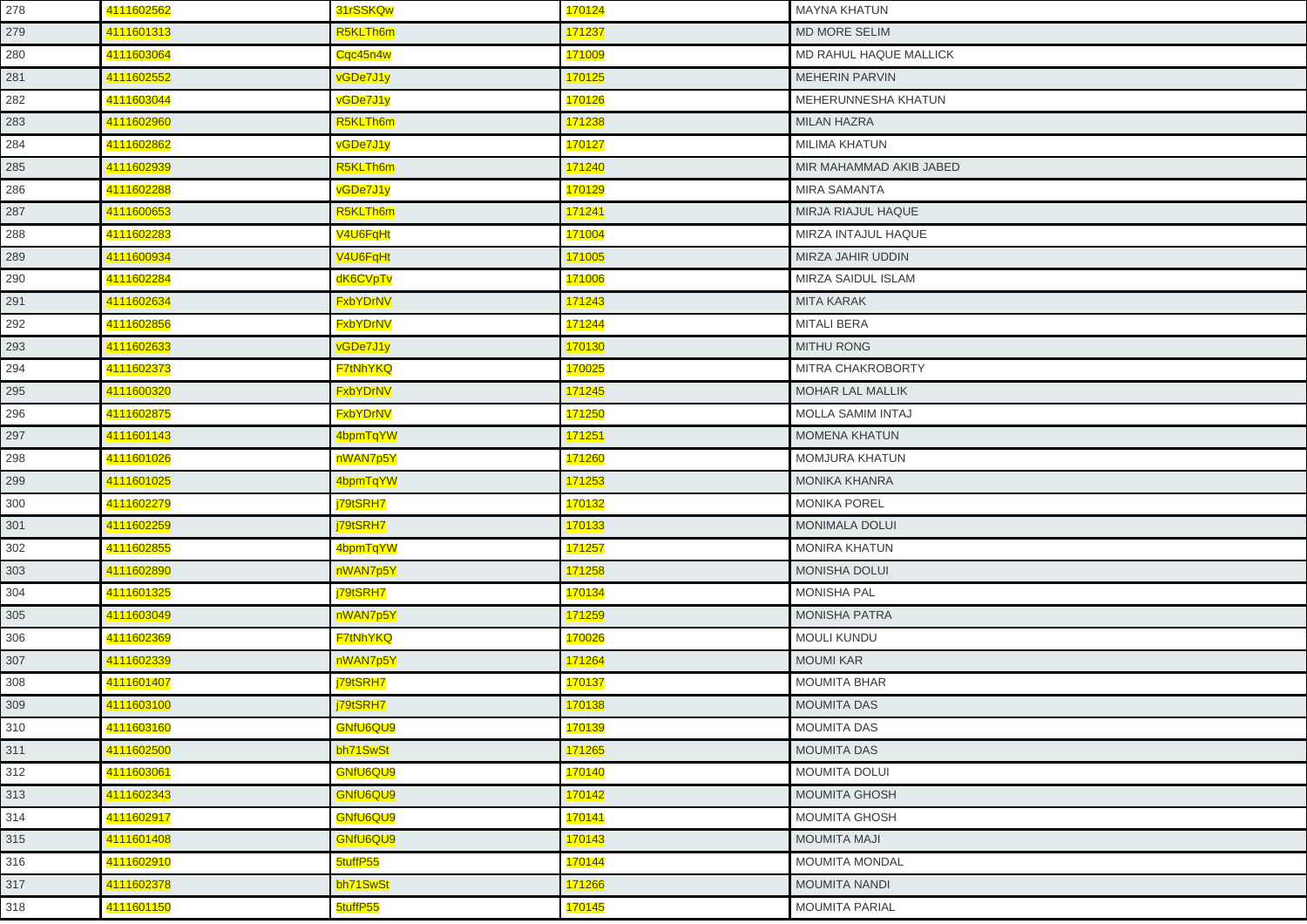| 278 | 4111602562 | 31rSSKQw | 170124 | MAYNA KHATUN |
|---|---|---|---|---|
| 279 | 4111601313 | R5KLTh6m | 171237 | MD MORE SELIM |
| 280 | 4111603064 | Cqc45n4w | 171009 | MD RAHUL HAQUE MALLICK |
| 281 | 4111602552 | vGDe7J1y | 170125 | MEHERIN PARVIN |
| 282 | 4111603044 | vGDe7J1y | 170126 | MEHERUNNESHA KHATUN |
| 283 | 4111602960 | R5KLTh6m | 171238 | MILAN HAZRA |
| 284 | 4111602862 | vGDe7J1y | 170127 | MILIMA KHATUN |
| 285 | 4111602939 | R5KLTh6m | 171240 | MIR MAHAMMAD AKIB JABED |
| 286 | 4111602288 | vGDe7J1y | 170129 | MIRA SAMANTA |
| 287 | 4111600653 | R5KLTh6m | 171241 | MIRJA RIAJUL HAQUE |
| 288 | 4111602283 | V4U6FqHt | 171004 | MIRZA INTAJUL HAQUE |
| 289 | 4111600934 | V4U6FqHt | 171005 | MIRZA JAHIR UDDIN |
| 290 | 4111602284 | dK6CVpTv | 171006 | MIRZA SAIDUL ISLAM |
| 291 | 4111602634 | FxbYDrNV | 171243 | MITA KARAK |
| 292 | 4111602856 | FxbYDrNV | 171244 | MITALI BERA |
| 293 | 4111602633 | vGDe7J1y | 170130 | MITHU RONG |
| 294 | 4111602373 | F7tNhYKQ | 170025 | MITRA CHAKROBORTY |
| 295 | 4111600320 | FxbYDrNV | 171245 | MOHAR LAL MALLIK |
| 296 | 4111602875 | FxbYDrNV | 171250 | MOLLA SAMIM INTAJ |
| 297 | 4111601143 | 4bpmTqYW | 171251 | MOMENA KHATUN |
| 298 | 4111601026 | nWAN7p5Y | 171260 | MOMJURA KHATUN |
| 299 | 4111601025 | 4bpmTqYW | 171253 | MONIKA KHANRA |
| 300 | 4111602279 | j79tSRH7 | 170132 | MONIKA POREL |
| 301 | 4111602259 | j79tSRH7 | 170133 | MONIMALA DOLUI |
| 302 | 4111602855 | 4bpmTqYW | 171257 | MONIRA KHATUN |
| 303 | 4111602890 | nWAN7p5Y | 171258 | MONISHA DOLUI |
| 304 | 4111601325 | j79tSRH7 | 170134 | MONISHA PAL |
| 305 | 4111603049 | nWAN7p5Y | 171259 | MONISHA PATRA |
| 306 | 4111602369 | F7tNhYKQ | 170026 | MOULI KUNDU |
| 307 | 4111602339 | nWAN7p5Y | 171264 | MOUMI KAR |
| 308 | 4111601407 | j79tSRH7 | 170137 | MOUMITA BHAR |
| 309 | 4111603100 | j79tSRH7 | 170138 | MOUMITA DAS |
| 310 | 4111603160 | GNfU6QU9 | 170139 | MOUMITA DAS |
| 311 | 4111602500 | bh71SwSt | 171265 | MOUMITA DAS |
| 312 | 4111603061 | GNfU6QU9 | 170140 | MOUMITA DOLUI |
| 313 | 4111602343 | GNfU6QU9 | 170142 | MOUMITA GHOSH |
| 314 | 4111602917 | GNfU6QU9 | 170141 | MOUMITA GHOSH |
| 315 | 4111601408 | GNfU6QU9 | 170143 | MOUMITA MAJI |
| 316 | 4111602910 | 5tuffP55 | 170144 | MOUMITA MONDAL |
| 317 | 4111602378 | bh71SwSt | 171266 | MOUMITA NANDI |
| 318 | 4111601150 | 5tuffP55 | 170145 | MOUMITA PARIAL |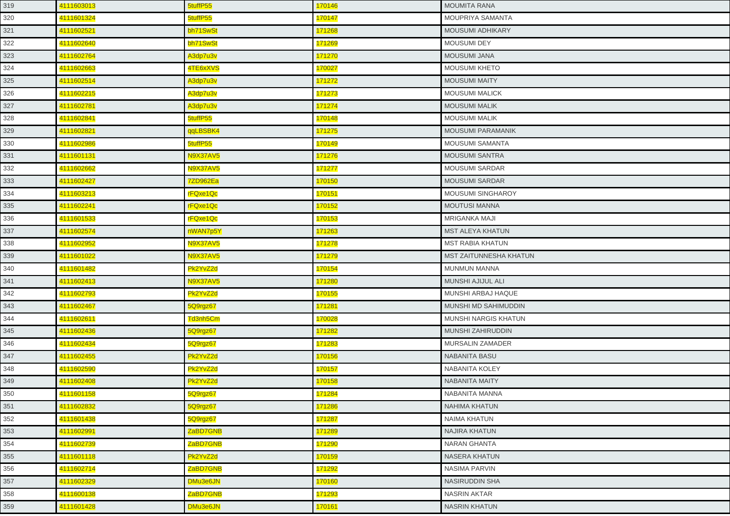| | | | | |
|---|---|---|---|---|
| 319 | 4111603013 | 5tuffP55 | 170146 | MOUMITA RANA |
| 320 | 4111601324 | 5tuffP55 | 170147 | MOUPRIYA SAMANTA |
| 321 | 4111602521 | bh71SwSt | 171268 | MOUSUMI ADHIKARY |
| 322 | 4111602640 | bh71SwSt | 171269 | MOUSUMI DEY |
| 323 | 4111602764 | A3dp7u3v | 171270 | MOUSUMI JANA |
| 324 | 4111602663 | 4TE6xXVS | 170027 | MOUSUMI KHETO |
| 325 | 4111602514 | A3dp7u3v | 171272 | MOUSUMI MAITY |
| 326 | 4111602215 | A3dp7u3v | 171273 | MOUSUMI MALICK |
| 327 | 4111602781 | A3dp7u3v | 171274 | MOUSUMI MALIK |
| 328 | 4111602841 | 5tuffP55 | 170148 | MOUSUMI MALIK |
| 329 | 4111602821 | qqLBSBK4 | 171275 | MOUSUMI PARAMANIK |
| 330 | 4111602986 | 5tuffP55 | 170149 | MOUSUMI SAMANTA |
| 331 | 4111601131 | N9X37AV5 | 171276 | MOUSUMI SANTRA |
| 332 | 4111602662 | N9X37AV5 | 171277 | MOUSUMI SARDAR |
| 333 | 4111602427 | 7ZD962Ea | 170150 | MOUSUMI SARDAR |
| 334 | 4111603213 | rFQxe1Qc | 170151 | MOUSUMI SINGHAROY |
| 335 | 4111602241 | rFQxe1Qc | 170152 | MOUTUSI MANNA |
| 336 | 4111601533 | rFQxe1Qc | 170153 | MRIGANKA MAJI |
| 337 | 4111602574 | nWAN7p5Y | 171263 | MST ALEYA KHATUN |
| 338 | 4111602952 | N9X37AV5 | 171278 | MST RABIA KHATUN |
| 339 | 4111601022 | N9X37AV5 | 171279 | MST ZAITUNNESHA KHATUN |
| 340 | 4111601482 | Pk2YvZ2d | 170154 | MUNMUN MANNA |
| 341 | 4111602413 | N9X37AV5 | 171280 | MUNSHI AJIJUL ALI |
| 342 | 4111602793 | Pk2YvZ2d | 170155 | MUNSHI ARBAJ HAQUE |
| 343 | 4111602467 | 5Q9rgz67 | 171281 | MUNSHI MD SAHIMUDDIN |
| 344 | 4111602611 | Td3nh5Cm | 170028 | MUNSHI NARGIS KHATUN |
| 345 | 4111602436 | 5Q9rgz67 | 171282 | MUNSHI ZAHIRUDDIN |
| 346 | 4111602434 | 5Q9rgz67 | 171283 | MURSALIN ZAMADER |
| 347 | 4111602455 | Pk2YvZ2d | 170156 | NABANITA BASU |
| 348 | 4111602590 | Pk2YvZ2d | 170157 | NABANITA KOLEY |
| 349 | 4111602408 | Pk2YvZ2d | 170158 | NABANITA MAITY |
| 350 | 4111601158 | 5Q9rgz67 | 171284 | NABANITA MANNA |
| 351 | 4111602832 | 5Q9rgz67 | 171286 | NAHIMA KHATUN |
| 352 | 4111601438 | 5Q9rgz67 | 171287 | NAIMA KHATUN |
| 353 | 4111602991 | ZaBD7GNB | 171289 | NAJIRA KHATUN |
| 354 | 4111602739 | ZaBD7GNB | 171290 | NARAN GHANTA |
| 355 | 4111601118 | Pk2YvZ2d | 170159 | NASERA KHATUN |
| 356 | 4111602714 | ZaBD7GNB | 171292 | NASIMA PARVIN |
| 357 | 4111602329 | DMu3e6JN | 170160 | NASIRUDDIN SHA |
| 358 | 4111600138 | ZaBD7GNB | 171293 | NASRIN AKTAR |
| 359 | 4111601428 | DMu3e6JN | 170161 | NASRIN KHATUN |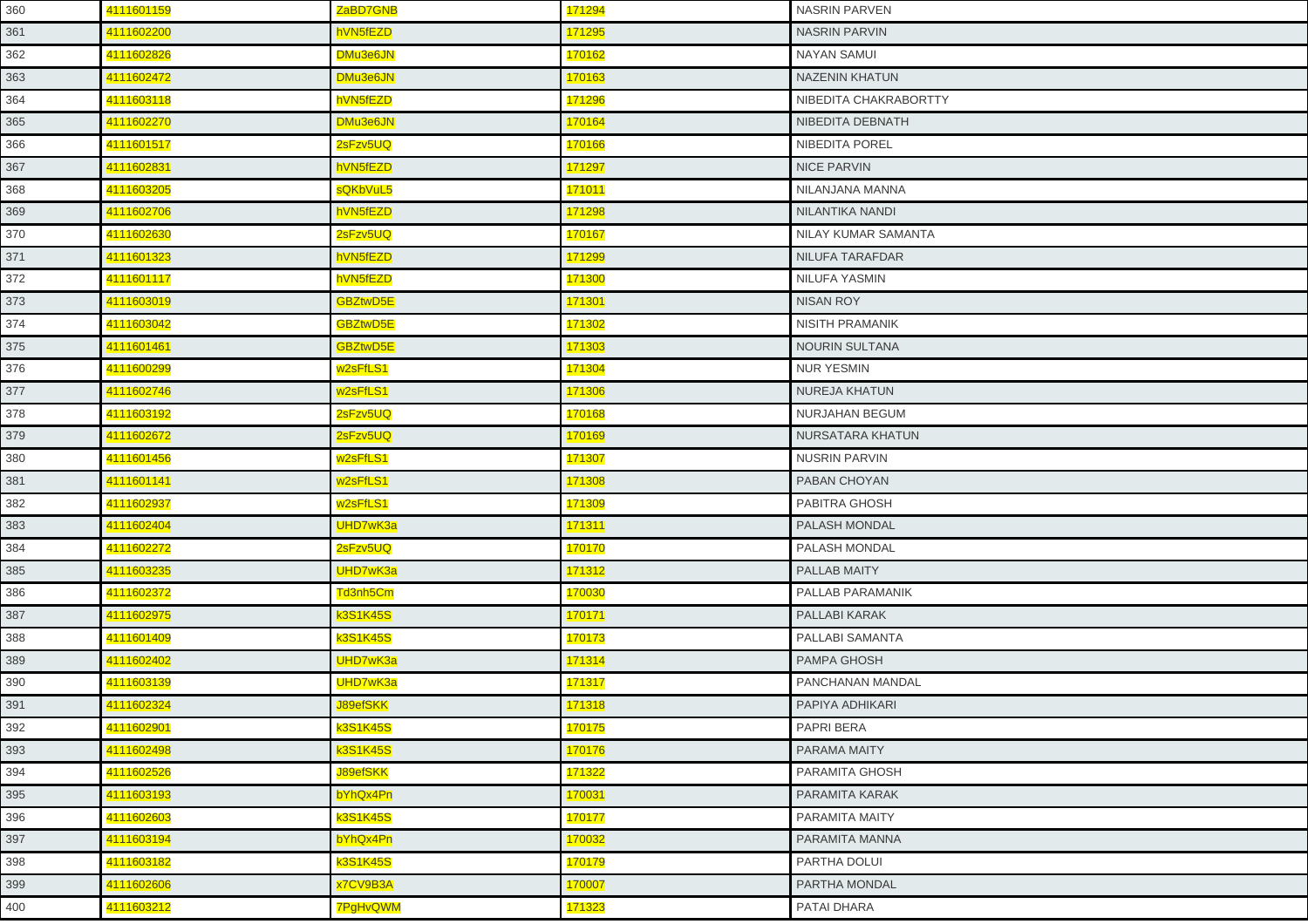| | | | | |
|---|---|---|---|---|
| 360 | 4111601159 | ZaBD7GNB | 171294 | NASRIN PARVEN |
| 361 | 4111602200 | hVN5fEZD | 171295 | NASRIN PARVIN |
| 362 | 4111602826 | DMu3e6JN | 170162 | NAYAN SAMUI |
| 363 | 4111602472 | DMu3e6JN | 170163 | NAZENIN KHATUN |
| 364 | 4111603118 | hVN5fEZD | 171296 | NIBEDITA CHAKRABORTTY |
| 365 | 4111602270 | DMu3e6JN | 170164 | NIBEDITA DEBNATH |
| 366 | 4111601517 | 2sFzv5UQ | 170166 | NIBEDITA POREL |
| 367 | 4111602831 | hVN5fEZD | 171297 | NICE PARVIN |
| 368 | 4111603205 | sQKbVuL5 | 171011 | NILANJANA MANNA |
| 369 | 4111602706 | hVN5fEZD | 171298 | NILANTIKA NANDI |
| 370 | 4111602630 | 2sFzv5UQ | 170167 | NILAY KUMAR SAMANTA |
| 371 | 4111601323 | hVN5fEZD | 171299 | NILUFA TARAFDAR |
| 372 | 4111601117 | hVN5fEZD | 171300 | NILUFA YASMIN |
| 373 | 4111603019 | GBZtwD5E | 171301 | NISAN ROY |
| 374 | 4111603042 | GBZtwD5E | 171302 | NISITH PRAMANIK |
| 375 | 4111601461 | GBZtwD5E | 171303 | NOURIN SULTANA |
| 376 | 4111600299 | w2sFfLS1 | 171304 | NUR YESMIN |
| 377 | 4111602746 | w2sFfLS1 | 171306 | NUREJA KHATUN |
| 378 | 4111603192 | 2sFzv5UQ | 170168 | NURJAHAN BEGUM |
| 379 | 4111602672 | 2sFzv5UQ | 170169 | NURSATARA KHATUN |
| 380 | 4111601456 | w2sFfLS1 | 171307 | NUSRIN PARVIN |
| 381 | 4111601141 | w2sFfLS1 | 171308 | PABAN CHOYAN |
| 382 | 4111602937 | w2sFfLS1 | 171309 | PABITRA GHOSH |
| 383 | 4111602404 | UHD7wK3a | 171311 | PALASH MONDAL |
| 384 | 4111602272 | 2sFzv5UQ | 170170 | PALASH MONDAL |
| 385 | 4111603235 | UHD7wK3a | 171312 | PALLAB MAITY |
| 386 | 4111602372 | Td3nh5Cm | 170030 | PALLAB PARAMANIK |
| 387 | 4111602975 | k3S1K45S | 170171 | PALLABI KARAK |
| 388 | 4111601409 | k3S1K45S | 170173 | PALLABI SAMANTA |
| 389 | 4111602402 | UHD7wK3a | 171314 | PAMPA GHOSH |
| 390 | 4111603139 | UHD7wK3a | 171317 | PANCHANAN MANDAL |
| 391 | 4111602324 | J89efSKK | 171318 | PAPIYA ADHIKARI |
| 392 | 4111602901 | k3S1K45S | 170175 | PAPRI BERA |
| 393 | 4111602498 | k3S1K45S | 170176 | PARAMA MAITY |
| 394 | 4111602526 | J89efSKK | 171322 | PARAMITA GHOSH |
| 395 | 4111603193 | bYhQx4Pn | 170031 | PARAMITA KARAK |
| 396 | 4111602603 | k3S1K45S | 170177 | PARAMITA MAITY |
| 397 | 4111603194 | bYhQx4Pn | 170032 | PARAMITA MANNA |
| 398 | 4111603182 | k3S1K45S | 170179 | PARTHA DOLUI |
| 399 | 4111602606 | x7CV9B3A | 170007 | PARTHA MONDAL |
| 400 | 4111603212 | 7PgHvQWM | 171323 | PATAI DHARA |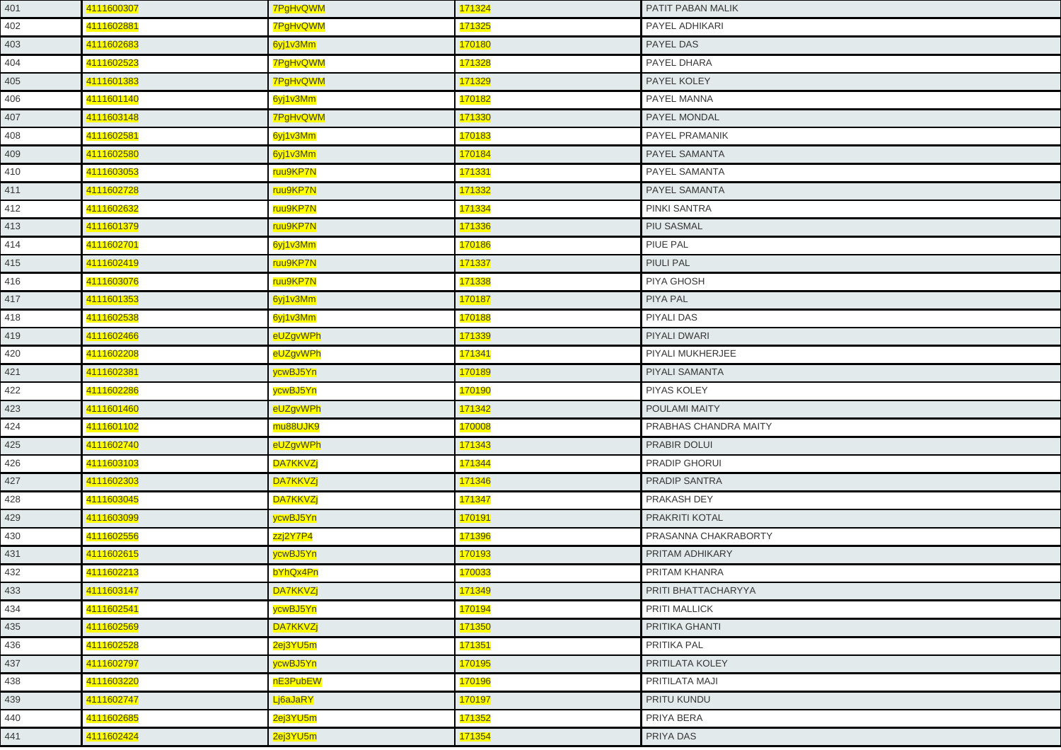| | | | | |
|---|---|---|---|---|
| 401 | 4111600307 | 7PgHvQWM | 171324 | PATIT PABAN MALIK |
| 402 | 4111602881 | 7PgHvQWM | 171325 | PAYEL ADHIKARI |
| 403 | 4111602683 | 6yj1v3Mm | 170180 | PAYEL DAS |
| 404 | 4111602523 | 7PgHvQWM | 171328 | PAYEL DHARA |
| 405 | 4111601383 | 7PgHvQWM | 171329 | PAYEL KOLEY |
| 406 | 4111601140 | 6yj1v3Mm | 170182 | PAYEL MANNA |
| 407 | 4111603148 | 7PgHvQWM | 171330 | PAYEL MONDAL |
| 408 | 4111602581 | 6yj1v3Mm | 170183 | PAYEL PRAMANIK |
| 409 | 4111602580 | 6yj1v3Mm | 170184 | PAYEL SAMANTA |
| 410 | 4111603053 | ruu9KP7N | 171331 | PAYEL SAMANTA |
| 411 | 4111602728 | ruu9KP7N | 171332 | PAYEL SAMANTA |
| 412 | 4111602632 | ruu9KP7N | 171334 | PINKI SANTRA |
| 413 | 4111601379 | ruu9KP7N | 171336 | PIU SASMAL |
| 414 | 4111602701 | 6yj1v3Mm | 170186 | PIUE PAL |
| 415 | 4111602419 | ruu9KP7N | 171337 | PIULI PAL |
| 416 | 4111603076 | ruu9KP7N | 171338 | PIYA GHOSH |
| 417 | 4111601353 | 6yj1v3Mm | 170187 | PIYA PAL |
| 418 | 4111602538 | 6yj1v3Mm | 170188 | PIYALI DAS |
| 419 | 4111602466 | eUZgvWPh | 171339 | PIYALI DWARI |
| 420 | 4111602208 | eUZgvWPh | 171341 | PIYALI MUKHERJEE |
| 421 | 4111602381 | ycwBJ5Yn | 170189 | PIYALI SAMANTA |
| 422 | 4111602286 | ycwBJ5Yn | 170190 | PIYAS KOLEY |
| 423 | 4111601460 | eUZgvWPh | 171342 | POULAMI MAITY |
| 424 | 4111601102 | mu88UJK9 | 170008 | PRABHAS CHANDRA MAITY |
| 425 | 4111602740 | eUZgvWPh | 171343 | PRABIR DOLUI |
| 426 | 4111603103 | DA7KKVZj | 171344 | PRADIP GHORUI |
| 427 | 4111602303 | DA7KKVZj | 171346 | PRADIP SANTRA |
| 428 | 4111603045 | DA7KKVZj | 171347 | PRAKASH DEY |
| 429 | 4111603099 | ycwBJ5Yn | 170191 | PRAKRITI KOTAL |
| 430 | 4111602556 | zzj2Y7P4 | 171396 | PRASANNA CHAKRABORTY |
| 431 | 4111602615 | ycwBJ5Yn | 170193 | PRITAM ADHIKARY |
| 432 | 4111602213 | bYhQx4Pn | 170033 | PRITAM KHANRA |
| 433 | 4111603147 | DA7KKVZj | 171349 | PRITI BHATTACHARYYA |
| 434 | 4111602541 | ycwBJ5Yn | 170194 | PRITI MALLICK |
| 435 | 4111602569 | DA7KKVZj | 171350 | PRITIKA GHANTI |
| 436 | 4111602528 | 2ej3YU5m | 171351 | PRITIKA PAL |
| 437 | 4111602797 | ycwBJ5Yn | 170195 | PRITILATA KOLEY |
| 438 | 4111603220 | nE3PubEW | 170196 | PRITILATA MAJI |
| 439 | 4111602747 | Lj6aJaRY | 170197 | PRITU KUNDU |
| 440 | 4111602685 | 2ej3YU5m | 171352 | PRIYA BERA |
| 441 | 4111602424 | 2ej3YU5m | 171354 | PRIYA DAS |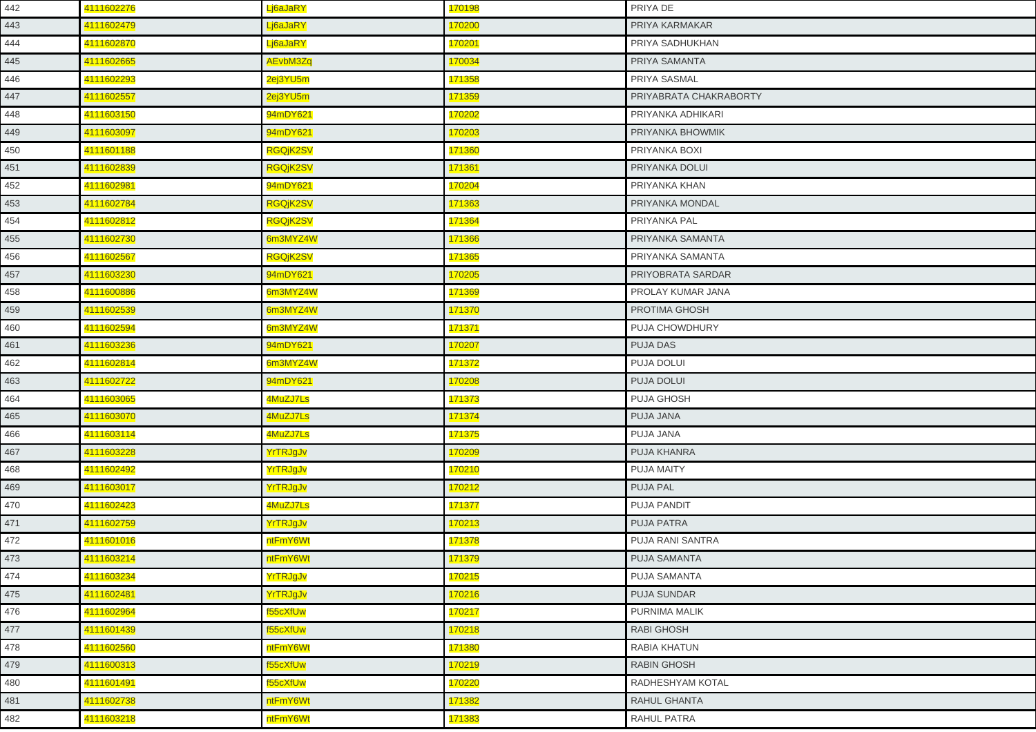| 442 | 4111602276 | Lj6aJaRY | 170198 | PRIYA DE |
|---|---|---|---|---|
| 443 | 4111602479 | Lj6aJaRY | 170200 | PRIYA KARMAKAR |
| 444 | 4111602870 | Lj6aJaRY | 170201 | PRIYA SADHUKHAN |
| 445 | 4111602665 | AEvbM3Zq | 170034 | PRIYA SAMANTA |
| 446 | 4111602293 | 2ej3YU5m | 171358 | PRIYA SASMAL |
| 447 | 4111602557 | 2ej3YU5m | 171359 | PRIYABRATA CHAKRABORTY |
| 448 | 4111603150 | 94mDY621 | 170202 | PRIYANKA ADHIKARI |
| 449 | 4111603097 | 94mDY621 | 170203 | PRIYANKA BHOWMIK |
| 450 | 4111601188 | RGQjK2SV | 171360 | PRIYANKA BOXI |
| 451 | 4111602839 | RGQjK2SV | 171361 | PRIYANKA DOLUI |
| 452 | 4111602981 | 94mDY621 | 170204 | PRIYANKA KHAN |
| 453 | 4111602784 | RGQjK2SV | 171363 | PRIYANKA MONDAL |
| 454 | 4111602812 | RGQjK2SV | 171364 | PRIYANKA PAL |
| 455 | 4111602730 | 6m3MYZ4W | 171366 | PRIYANKA SAMANTA |
| 456 | 4111602567 | RGQjK2SV | 171365 | PRIYANKA SAMANTA |
| 457 | 4111603230 | 94mDY621 | 170205 | PRIYOBRATA SARDAR |
| 458 | 4111600886 | 6m3MYZ4W | 171369 | PROLAY KUMAR JANA |
| 459 | 4111602539 | 6m3MYZ4W | 171370 | PROTIMA GHOSH |
| 460 | 4111602594 | 6m3MYZ4W | 171371 | PUJA CHOWDHURY |
| 461 | 4111603236 | 94mDY621 | 170207 | PUJA DAS |
| 462 | 4111602814 | 6m3MYZ4W | 171372 | PUJA DOLUI |
| 463 | 4111602722 | 94mDY621 | 170208 | PUJA DOLUI |
| 464 | 4111603065 | 4MuZJ7Ls | 171373 | PUJA GHOSH |
| 465 | 4111603070 | 4MuZJ7Ls | 171374 | PUJA JANA |
| 466 | 4111603114 | 4MuZJ7Ls | 171375 | PUJA JANA |
| 467 | 4111603228 | YrTRJgJv | 170209 | PUJA KHANRA |
| 468 | 4111602492 | YrTRJgJv | 170210 | PUJA MAITY |
| 469 | 4111603017 | YrTRJgJv | 170212 | PUJA PAL |
| 470 | 4111602423 | 4MuZJ7Ls | 171377 | PUJA PANDIT |
| 471 | 4111602759 | YrTRJgJv | 170213 | PUJA PATRA |
| 472 | 4111601016 | ntFmY6Wt | 171378 | PUJA RANI SANTRA |
| 473 | 4111603214 | ntFmY6Wt | 171379 | PUJA SAMANTA |
| 474 | 4111603234 | YrTRJgJv | 170215 | PUJA SAMANTA |
| 475 | 4111602481 | YrTRJgJv | 170216 | PUJA SUNDAR |
| 476 | 4111602964 | f55cXfUw | 170217 | PURNIMA MALIK |
| 477 | 4111601439 | f55cXfUw | 170218 | RABI GHOSH |
| 478 | 4111602560 | ntFmY6Wt | 171380 | RABIA KHATUN |
| 479 | 4111600313 | f55cXfUw | 170219 | RABIN GHOSH |
| 480 | 4111601491 | f55cXfUw | 170220 | RADHESHYAM KOTAL |
| 481 | 4111602738 | ntFmY6Wt | 171382 | RAHUL GHANTA |
| 482 | 4111603218 | ntFmY6Wt | 171383 | RAHUL PATRA |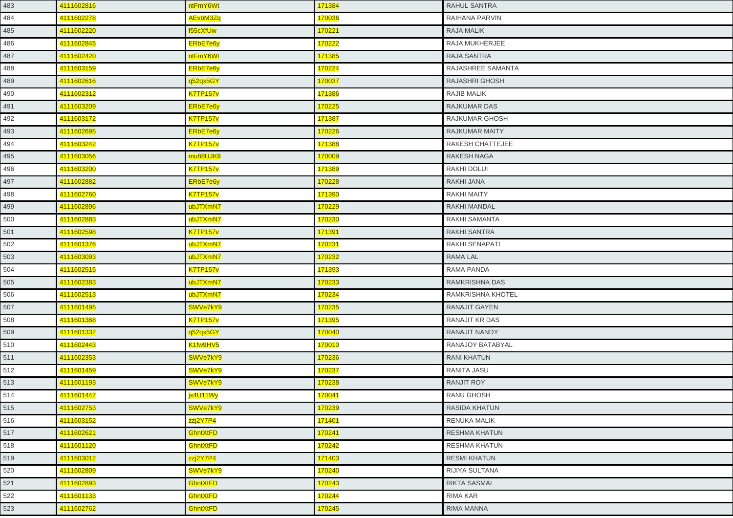| | | | | |
|---|---|---|---|---|
| 483 | 4111602816 | ntFmY6Wt | 171384 | RAHUL SANTRA |
| 484 | 4111602278 | AEvbM3Zq | 170036 | RAIHANA PARVIN |
| 485 | 4111602220 | f55cXfUw | 170221 | RAJA MALIK |
| 486 | 4111602845 | ERbE7e6y | 170222 | RAJA MUKHERJEE |
| 487 | 4111602420 | ntFmY6Wt | 171385 | RAJA SANTRA |
| 488 | 4111603159 | ERbE7e6y | 170224 | RAJASHREE SAMANTA |
| 489 | 4111602616 | q52qx5GY | 170037 | RAJASHRI GHOSH |
| 490 | 4111602312 | K7TP157v | 171386 | RAJIB MALIK |
| 491 | 4111603209 | ERbE7e6y | 170225 | RAJKUMAR DAS |
| 492 | 4111603172 | K7TP157v | 171387 | RAJKUMAR GHOSH |
| 493 | 4111602695 | ERbE7e6y | 170226 | RAJKUMAR MAITY |
| 494 | 4111603242 | K7TP157v | 171388 | RAKESH CHATTEJEE |
| 495 | 4111603056 | mu88UJK9 | 170009 | RAKESH NAGA |
| 496 | 4111603200 | K7TP157v | 171389 | RAKHI DOLUI |
| 497 | 4111602882 | ERbE7e6y | 170228 | RAKHI JANA |
| 498 | 4111602760 | K7TP157v | 171390 | RAKHI MAITY |
| 499 | 4111602896 | ubJTXmN7 | 170229 | RAKHI MANDAL |
| 500 | 4111602883 | ubJTXmN7 | 170230 | RAKHI SAMANTA |
| 501 | 4111602598 | K7TP157v | 171391 | RAKHI SANTRA |
| 502 | 4111601376 | ubJTXmN7 | 170231 | RAKHI SENAPATI |
| 503 | 4111603093 | ubJTXmN7 | 170232 | RAMA LAL |
| 504 | 4111602515 | K7TP157v | 171393 | RAMA PANDA |
| 505 | 4111602383 | ubJTXmN7 | 170233 | RAMKRISHNA DAS |
| 506 | 4111602513 | ubJTXmN7 | 170234 | RAMKRISHNA KHOTEL |
| 507 | 4111601495 | SWVe7kY9 | 170235 | RANAJIT GAYEN |
| 508 | 4111601368 | K7TP157v | 171395 | RANAJIT KR DAS |
| 509 | 4111601332 | q52qx5GY | 170040 | RANAJIT NANDY |
| 510 | 4111602443 | K1fw9HV5 | 170010 | RANAJOY BATABYAL |
| 511 | 4111602353 | SWVe7kY9 | 170236 | RANI KHATUN |
| 512 | 4111601459 | SWVe7kY9 | 170237 | RANITA JASU |
| 513 | 4111601193 | SWVe7kY9 | 170238 | RANJIT ROY |
| 514 | 4111601447 | jx4U11Wy | 170041 | RANU GHOSH |
| 515 | 4111602753 | SWVe7kY9 | 170239 | RASIDA KHATUN |
| 516 | 4111603152 | zzj2Y7P4 | 171401 | RENUKA MALIK |
| 517 | 4111602621 | GhntXtFD | 170241 | RESHMA KHATUN |
| 518 | 4111601120 | GhntXtFD | 170242 | RESHMA KHATUN |
| 519 | 4111603012 | zzj2Y7P4 | 171403 | RESMI KHATUN |
| 520 | 4111602809 | SWVe7kY9 | 170240 | RIJIYA SULTANA |
| 521 | 4111602893 | GhntXtFD | 170243 | RIKTA SASMAL |
| 522 | 4111601133 | GhntXtFD | 170244 | RIMA KAR |
| 523 | 4111602762 | GhntXtFD | 170245 | RIMA MANNA |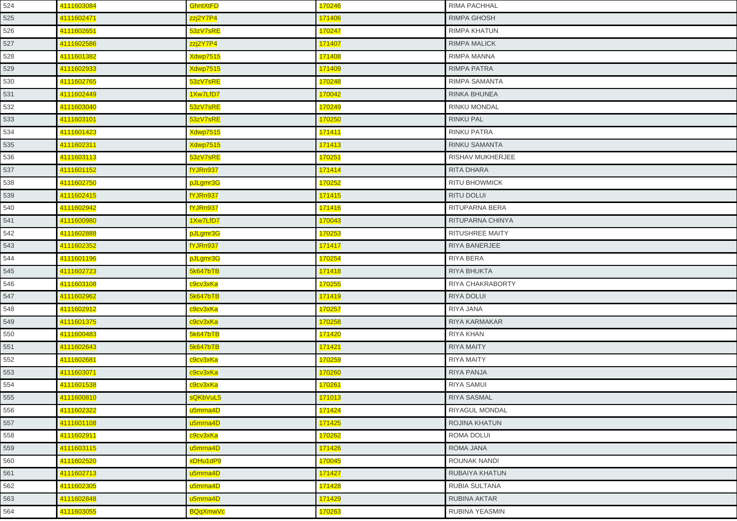| 524 | 4111603084 | GhntXtFD | 170246 | RIMA PACHHAL |
|---|---|---|---|---|
| 525 | 4111602471 | zzj2Y7P4 | 171406 | RIMPA GHOSH |
| 526 | 4111602651 | 53zV7sRE | 170247 | RIMPA KHATUN |
| 527 | 4111602586 | zzj2Y7P4 | 171407 | RIMPA MALICK |
| 528 | 4111601382 | Xdwp7515 | 171408 | RIMPA MANNA |
| 529 | 4111602933 | Xdwp7515 | 171409 | RIMPA PATRA |
| 530 | 4111602765 | 53zV7sRE | 170248 | RIMPA SAMANTA |
| 531 | 4111602449 | 1Xw7LfD7 | 170042 | RINKA BHUNEA |
| 532 | 4111603040 | 53zV7sRE | 170249 | RINKU MONDAL |
| 533 | 4111603101 | 53zV7sRE | 170250 | RINKU PAL |
| 534 | 4111601423 | Xdwp7515 | 171411 | RINKU PATRA |
| 535 | 4111602311 | Xdwp7515 | 171413 | RINKU SAMANTA |
| 536 | 4111603113 | 53zV7sRE | 170251 | RISHAV MUKHERJEE |
| 537 | 4111601152 | fYJRn937 | 171414 | RITA DHARA |
| 538 | 4111602750 | pJLgmr3G | 170252 | RITU BHOWMICK |
| 539 | 4111602415 | fYJRn937 | 171415 | RITU DOLUI |
| 540 | 4111602942 | fYJRn937 | 171416 | RITUPARNA BERA |
| 541 | 4111600980 | 1Xw7LfD7 | 170043 | RITUPARNA CHINYA |
| 542 | 4111602888 | pJLgmr3G | 170253 | RITUSHREE MAITY |
| 543 | 4111602352 | fYJRn937 | 171417 | RIYA BANERJEE |
| 544 | 4111601196 | pJLgmr3G | 170254 | RIYA BERA |
| 545 | 4111602723 | 5k647bTB | 171418 | RIYA BHUKTA |
| 546 | 4111603108 | c9cv3xKa | 170255 | RIYA CHAKRABORTY |
| 547 | 4111602962 | 5k647bTB | 171419 | RIYA DOLUI |
| 548 | 4111602912 | c9cv3xKa | 170257 | RIYA JANA |
| 549 | 4111601375 | c9cv3xKa | 170258 | RIYA KARMAKAR |
| 550 | 4111600483 | 5k647bTB | 171420 | RIYA KHAN |
| 551 | 4111602643 | 5k647bTB | 171421 | RIYA MAITY |
| 552 | 4111602681 | c9cv3xKa | 170259 | RIYA MAITY |
| 553 | 4111603071 | c9cv3xKa | 170260 | RIYA PANJA |
| 554 | 4111601538 | c9cv3xKa | 170261 | RIYA SAMUI |
| 555 | 4111600810 | sQKbVuL5 | 171013 | RIYA SASMAL |
| 556 | 4111602322 | u5mrna4D | 171424 | RIYAGUL MONDAL |
| 557 | 4111601108 | u5mrna4D | 171425 | ROJINA KHATUN |
| 558 | 4111602911 | c9cv3xKa | 170262 | ROMA DOLUI |
| 559 | 4111603115 | u5mrna4D | 171426 | ROMA JANA |
| 560 | 4111602520 | xDHu1dP9 | 170045 | ROUNAK NANDI |
| 561 | 4111602713 | u5mrna4D | 171427 | RUBAIYA KHATUN |
| 562 | 4111602305 | u5mrna4D | 171428 | RUBIA SULTANA |
| 563 | 4111602848 | u5mrna4D | 171429 | RUBINA AKTAR |
| 564 | 4111603055 | BQqXmwVc | 170263 | RUBINA YEASMIN |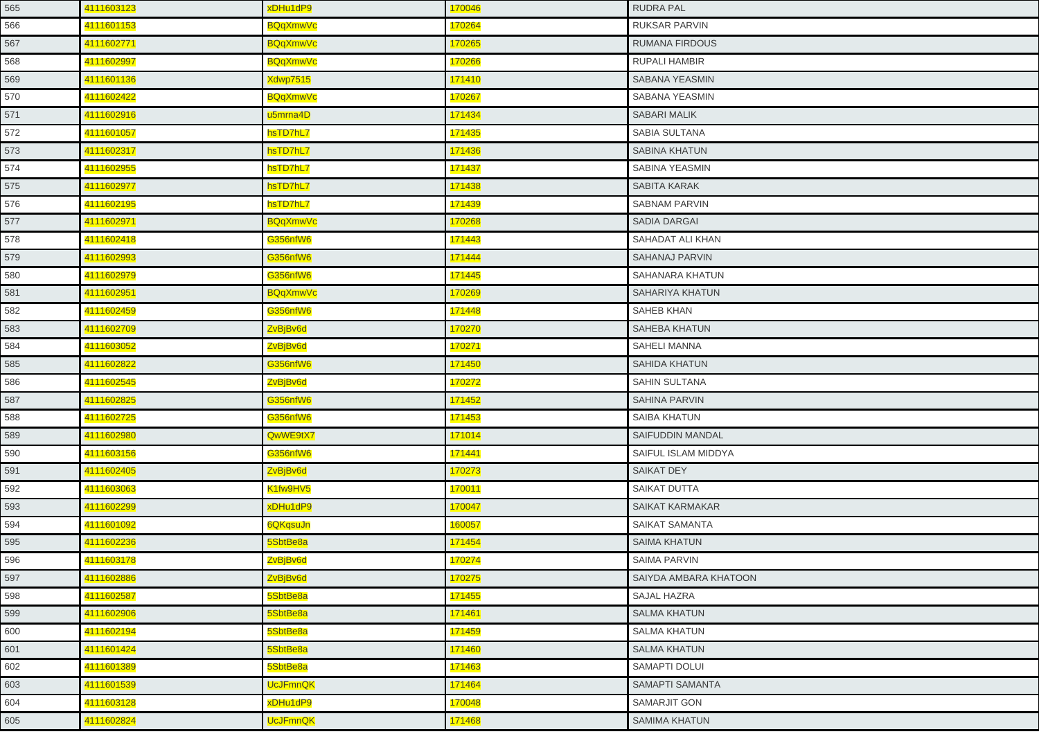| | | | | |
|---|---|---|---|---|
| 565 | 4111603123 | xDHu1dP9 | 170046 | RUDRA PAL |
| 566 | 4111601153 | BQqXmwVc | 170264 | RUKSAR PARVIN |
| 567 | 4111602771 | BQqXmwVc | 170265 | RUMANA FIRDOUS |
| 568 | 4111602997 | BQqXmwVc | 170266 | RUPALI HAMBIR |
| 569 | 4111601136 | Xdwp7515 | 171410 | SABANA YEASMIN |
| 570 | 4111602422 | BQqXmwVc | 170267 | SABANA YEASMIN |
| 571 | 4111602916 | u5mrna4D | 171434 | SABARI MALIK |
| 572 | 4111601057 | hsTD7hL7 | 171435 | SABIA SULTANA |
| 573 | 4111602317 | hsTD7hL7 | 171436 | SABINA KHATUN |
| 574 | 4111602955 | hsTD7hL7 | 171437 | SABINA YEASMIN |
| 575 | 4111602977 | hsTD7hL7 | 171438 | SABITA KARAK |
| 576 | 4111602195 | hsTD7hL7 | 171439 | SABNAM PARVIN |
| 577 | 4111602971 | BQqXmwVc | 170268 | SADIA DARGAI |
| 578 | 4111602418 | G356nfW6 | 171443 | SAHADAT ALI KHAN |
| 579 | 4111602993 | G356nfW6 | 171444 | SAHANAJ PARVIN |
| 580 | 4111602979 | G356nfW6 | 171445 | SAHANARA KHATUN |
| 581 | 4111602951 | BQqXmwVc | 170269 | SAHARIYA KHATUN |
| 582 | 4111602459 | G356nfW6 | 171448 | SAHEB KHAN |
| 583 | 4111602709 | ZvBjBv6d | 170270 | SAHEBA KHATUN |
| 584 | 4111603052 | ZvBjBv6d | 170271 | SAHELI MANNA |
| 585 | 4111602822 | G356nfW6 | 171450 | SAHIDA KHATUN |
| 586 | 4111602545 | ZvBjBv6d | 170272 | SAHIN SULTANA |
| 587 | 4111602825 | G356nfW6 | 171452 | SAHINA PARVIN |
| 588 | 4111602725 | G356nfW6 | 171453 | SAIBA KHATUN |
| 589 | 4111602980 | QwWE9tX7 | 171014 | SAIFUDDIN MANDAL |
| 590 | 4111603156 | G356nfW6 | 171441 | SAIFUL ISLAM MIDDYA |
| 591 | 4111602405 | ZvBjBv6d | 170273 | SAIKAT DEY |
| 592 | 4111603063 | K1fw9HV5 | 170011 | SAIKAT DUTTA |
| 593 | 4111602299 | xDHu1dP9 | 170047 | SAIKAT KARMAKAR |
| 594 | 4111601092 | 6QKqsuJn | 160057 | SAIKAT SAMANTA |
| 595 | 4111602236 | 5SbtBe8a | 171454 | SAIMA KHATUN |
| 596 | 4111603178 | ZvBjBv6d | 170274 | SAIMA PARVIN |
| 597 | 4111602886 | ZvBjBv6d | 170275 | SAIYDA AMBARA KHATOON |
| 598 | 4111602587 | 5SbtBe8a | 171455 | SAJAL HAZRA |
| 599 | 4111602906 | 5SbtBe8a | 171461 | SALMA KHATUN |
| 600 | 4111602194 | 5SbtBe8a | 171459 | SALMA KHATUN |
| 601 | 4111601424 | 5SbtBe8a | 171460 | SALMA KHATUN |
| 602 | 4111601389 | 5SbtBe8a | 171463 | SAMAPTI DOLUI |
| 603 | 4111601539 | UcJFmnQK | 171464 | SAMAPTI SAMANTA |
| 604 | 4111603128 | xDHu1dP9 | 170048 | SAMARJIT GON |
| 605 | 4111602824 | UcJFmnQK | 171468 | SAMIMA KHATUN |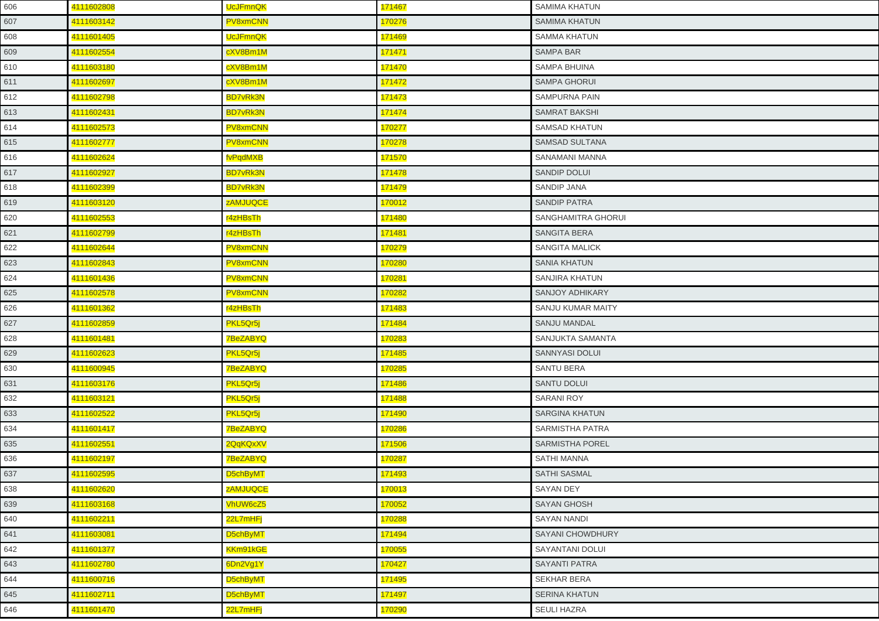| | | | | |
|---|---|---|---|---|
| 606 | 4111602808 | UcJFmnQK | 171467 | SAMIMA KHATUN |
| 607 | 4111603142 | PV8xmCNN | 170276 | SAMIMA KHATUN |
| 608 | 4111601405 | UcJFmnQK | 171469 | SAMMA KHATUN |
| 609 | 4111602554 | cXV8Bm1M | 171471 | SAMPA BAR |
| 610 | 4111603180 | cXV8Bm1M | 171470 | SAMPA BHUINA |
| 611 | 4111602697 | cXV8Bm1M | 171472 | SAMPA GHORUI |
| 612 | 4111602798 | BD7vRk3N | 171473 | SAMPURNA PAIN |
| 613 | 4111602431 | BD7vRk3N | 171474 | SAMRAT BAKSHI |
| 614 | 4111602573 | PV8xmCNN | 170277 | SAMSAD KHATUN |
| 615 | 4111602777 | PV8xmCNN | 170278 | SAMSAD SULTANA |
| 616 | 4111602624 | fvPqdMXB | 171570 | SANAMANI MANNA |
| 617 | 4111602927 | BD7vRk3N | 171478 | SANDIP DOLUI |
| 618 | 4111602399 | BD7vRk3N | 171479 | SANDIP JANA |
| 619 | 4111603120 | zAMJUQCE | 170012 | SANDIP PATRA |
| 620 | 4111602553 | r4zHBsTh | 171480 | SANGHAMITRA GHORUI |
| 621 | 4111602799 | r4zHBsTh | 171481 | SANGITA BERA |
| 622 | 4111602644 | PV8xmCNN | 170279 | SANGITA MALICK |
| 623 | 4111602843 | PV8xmCNN | 170280 | SANIA KHATUN |
| 624 | 4111601436 | PV8xmCNN | 170281 | SANJIRA KHATUN |
| 625 | 4111602578 | PV8xmCNN | 170282 | SANJOY ADHIKARY |
| 626 | 4111601362 | r4zHBsTh | 171483 | SANJU KUMAR MAITY |
| 627 | 4111602859 | PKL5Qr5j | 171484 | SANJU MANDAL |
| 628 | 4111601481 | 7BeZABYQ | 170283 | SANJUKTA SAMANTA |
| 629 | 4111602623 | PKL5Qr5j | 171485 | SANNYASI DOLUI |
| 630 | 4111600945 | 7BeZABYQ | 170285 | SANTU BERA |
| 631 | 4111603176 | PKL5Qr5j | 171486 | SANTU DOLUI |
| 632 | 4111603121 | PKL5Qr5j | 171488 | SARANI ROY |
| 633 | 4111602522 | PKL5Qr5j | 171490 | SARGINA KHATUN |
| 634 | 4111601417 | 7BeZABYQ | 170286 | SARMISTHA PATRA |
| 635 | 4111602551 | 2QqKQxXV | 171506 | SARMISTHA POREL |
| 636 | 4111602197 | 7BeZABYQ | 170287 | SATHI MANNA |
| 637 | 4111602595 | D5chByMT | 171493 | SATHI SASMAL |
| 638 | 4111602620 | zAMJUQCE | 170013 | SAYAN DEY |
| 639 | 4111603168 | VhUW6cZ5 | 170052 | SAYAN GHOSH |
| 640 | 4111602211 | 22L7mHFj | 170288 | SAYAN NANDI |
| 641 | 4111603081 | D5chByMT | 171494 | SAYANI CHOWDHURY |
| 642 | 4111601377 | KKm91kGE | 170055 | SAYANTANI DOLUI |
| 643 | 4111602780 | 6Dn2Vg1Y | 170427 | SAYANTI PATRA |
| 644 | 4111600716 | D5chByMT | 171495 | SEKHAR BERA |
| 645 | 4111602711 | D5chByMT | 171497 | SERINA KHATUN |
| 646 | 4111601470 | 22L7mHFj | 170290 | SEULI HAZRA |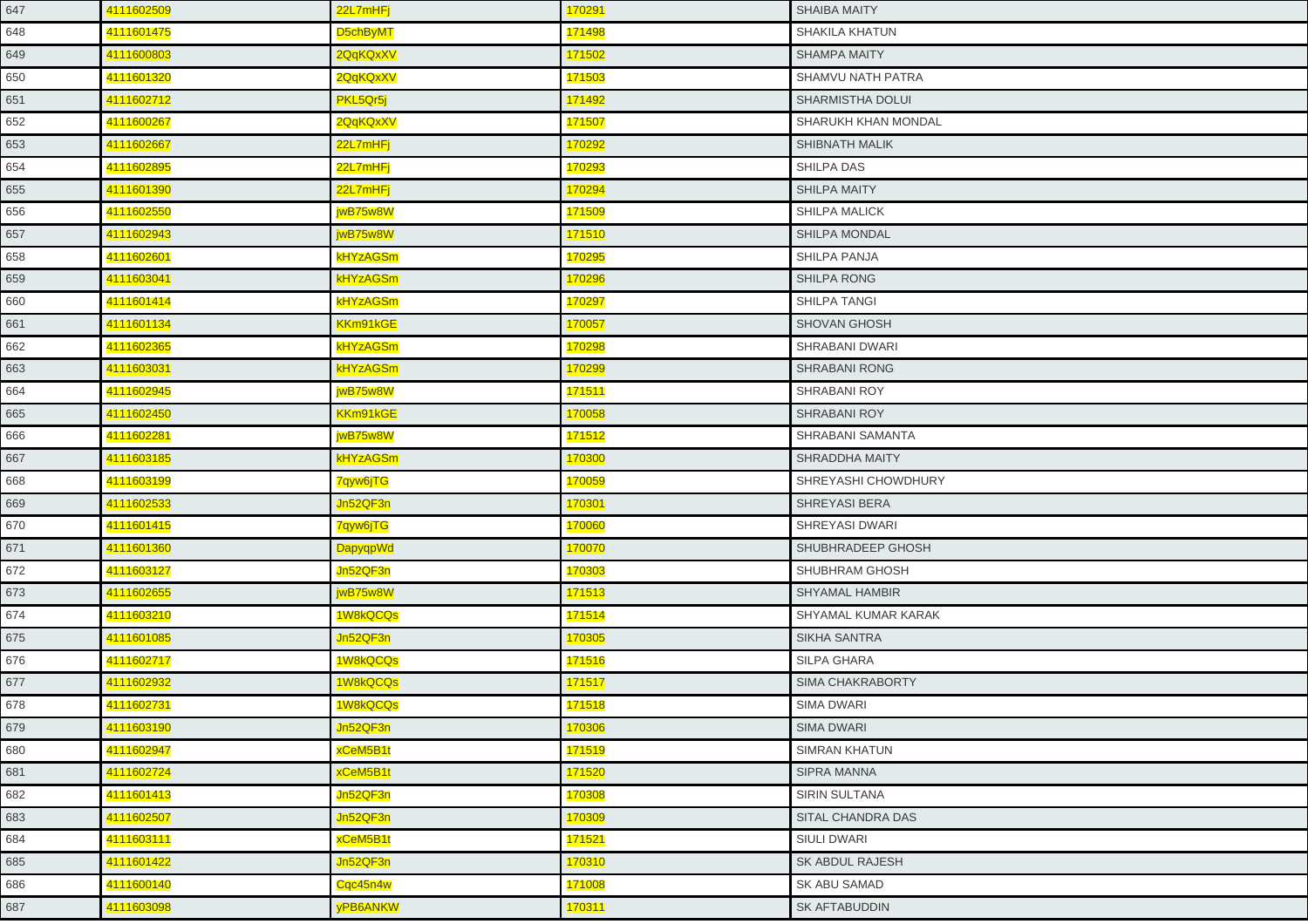| 647 | 4111602509 | 22L7mHFj | 170291 | SHAIBA MAITY |
|---|---|---|---|---|
| 648 | 4111601475 | D5chByMT | 171498 | SHAKILA KHATUN |
| 649 | 4111600803 | 2QqKQxXV | 171502 | SHAMPA MAITY |
| 650 | 4111601320 | 2QqKQxXV | 171503 | SHAMVU NATH PATRA |
| 651 | 4111602712 | PKL5Qr5j | 171492 | SHARMISTHA DOLUI |
| 652 | 4111600267 | 2QqKQxXV | 171507 | SHARUKH KHAN MONDAL |
| 653 | 4111602667 | 22L7mHFj | 170292 | SHIBNATH MALIK |
| 654 | 4111602895 | 22L7mHFj | 170293 | SHILPA DAS |
| 655 | 4111601390 | 22L7mHFj | 170294 | SHILPA MAITY |
| 656 | 4111602550 | jwB75w8W | 171509 | SHILPA MALICK |
| 657 | 4111602943 | jwB75w8W | 171510 | SHILPA MONDAL |
| 658 | 4111602601 | kHYzAGSm | 170295 | SHILPA PANJA |
| 659 | 4111603041 | kHYzAGSm | 170296 | SHILPA RONG |
| 660 | 4111601414 | kHYzAGSm | 170297 | SHILPA TANGI |
| 661 | 4111601134 | KKm91kGE | 170057 | SHOVAN GHOSH |
| 662 | 4111602365 | kHYzAGSm | 170298 | SHRABANI DWARI |
| 663 | 4111603031 | kHYzAGSm | 170299 | SHRABANI RONG |
| 664 | 4111602945 | jwB75w8W | 171511 | SHRABANI ROY |
| 665 | 4111602450 | KKm91kGE | 170058 | SHRABANI ROY |
| 666 | 4111602281 | jwB75w8W | 171512 | SHRABANI SAMANTA |
| 667 | 4111603185 | kHYzAGSm | 170300 | SHRADDHA MAITY |
| 668 | 4111603199 | 7qyw6jTG | 170059 | SHREYASHI CHOWDHURY |
| 669 | 4111602533 | Jn52QF3n | 170301 | SHREYASI BERA |
| 670 | 4111601415 | 7qyw6jTG | 170060 | SHREYASI DWARI |
| 671 | 4111601360 | DapyqpWd | 170070 | SHUBHRADEEP GHOSH |
| 672 | 4111603127 | Jn52QF3n | 170303 | SHUBHRAM GHOSH |
| 673 | 4111602655 | jwB75w8W | 171513 | SHYAMAL HAMBIR |
| 674 | 4111603210 | 1W8kQCQs | 171514 | SHYAMAL KUMAR KARAK |
| 675 | 4111601085 | Jn52QF3n | 170305 | SIKHA SANTRA |
| 676 | 4111602717 | 1W8kQCQs | 171516 | SILPA GHARA |
| 677 | 4111602932 | 1W8kQCQs | 171517 | SIMA CHAKRABORTY |
| 678 | 4111602731 | 1W8kQCQs | 171518 | SIMA DWARI |
| 679 | 4111603190 | Jn52QF3n | 170306 | SIMA DWARI |
| 680 | 4111602947 | xCeM5B1t | 171519 | SIMRAN KHATUN |
| 681 | 4111602724 | xCeM5B1t | 171520 | SIPRA MANNA |
| 682 | 4111601413 | Jn52QF3n | 170308 | SIRIN SULTANA |
| 683 | 4111602507 | Jn52QF3n | 170309 | SITAL CHANDRA DAS |
| 684 | 4111603111 | xCeM5B1t | 171521 | SIULI DWARI |
| 685 | 4111601422 | Jn52QF3n | 170310 | SK ABDUL RAJESH |
| 686 | 4111600140 | Cqc45n4w | 171008 | SK ABU SAMAD |
| 687 | 4111603098 | yPB6ANKW | 170311 | SK AFTABUDDIN |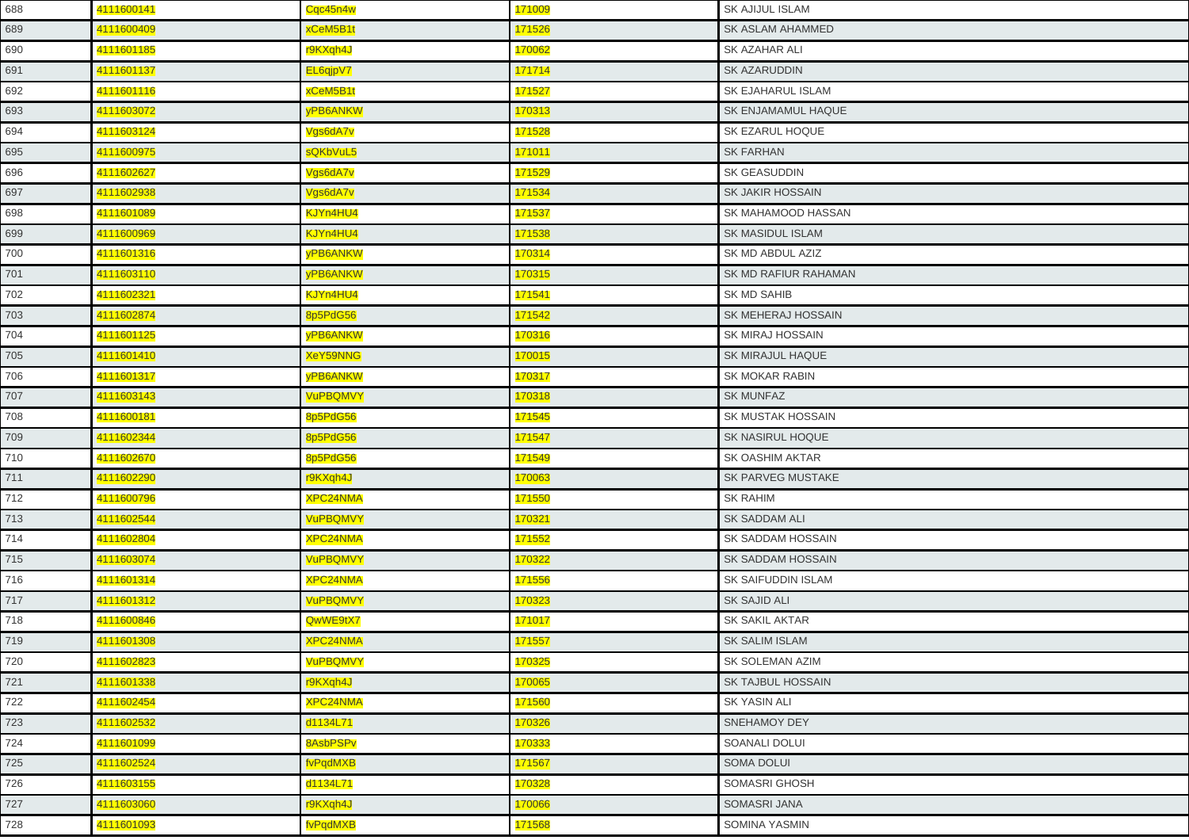| | | | | |
|---|---|---|---|---|
| 688 | 4111600141 | Cqc45n4w | 171009 | SK AJIJUL ISLAM |
| 689 | 4111600409 | xCeM5B1t | 171526 | SK ASLAM AHAMMED |
| 690 | 4111601185 | r9KXqh4J | 170062 | SK AZAHAR ALI |
| 691 | 4111601137 | EL6qjpV7 | 171714 | SK AZARUDDIN |
| 692 | 4111601116 | xCeM5B1t | 171527 | SK EJAHARUL ISLAM |
| 693 | 4111603072 | yPB6ANKW | 170313 | SK ENJAMAMUL HAQUE |
| 694 | 4111603124 | Vgs6dA7v | 171528 | SK EZARUL HOQUE |
| 695 | 4111600975 | sQKbVuL5 | 171011 | SK FARHAN |
| 696 | 4111602627 | Vgs6dA7v | 171529 | SK GEASUDDIN |
| 697 | 4111602938 | Vgs6dA7v | 171534 | SK JAKIR HOSSAIN |
| 698 | 4111601089 | KJYn4HU4 | 171537 | SK MAHAMOOD HASSAN |
| 699 | 4111600969 | KJYn4HU4 | 171538 | SK MASIDUL ISLAM |
| 700 | 4111601316 | yPB6ANKW | 170314 | SK MD ABDUL AZIZ |
| 701 | 4111603110 | yPB6ANKW | 170315 | SK MD RAFIUR RAHAMAN |
| 702 | 4111602321 | KJYn4HU4 | 171541 | SK MD SAHIB |
| 703 | 4111602874 | 8p5PdG56 | 171542 | SK MEHERAJ HOSSAIN |
| 704 | 4111601125 | yPB6ANKW | 170316 | SK MIRAJ HOSSAIN |
| 705 | 4111601410 | XeY59NNG | 170015 | SK MIRAJUL HAQUE |
| 706 | 4111601317 | yPB6ANKW | 170317 | SK MOKAR RABIN |
| 707 | 4111603143 | VuPBQMVY | 170318 | SK MUNFAZ |
| 708 | 4111600181 | 8p5PdG56 | 171545 | SK MUSTAK HOSSAIN |
| 709 | 4111602344 | 8p5PdG56 | 171547 | SK NASIRUL HOQUE |
| 710 | 4111602670 | 8p5PdG56 | 171549 | SK OASHIM AKTAR |
| 711 | 4111602290 | r9KXqh4J | 170063 | SK PARVEG MUSTAKE |
| 712 | 4111600796 | XPC24NMA | 171550 | SK RAHIM |
| 713 | 4111602544 | VuPBQMVY | 170321 | SK SADDAM ALI |
| 714 | 4111602804 | XPC24NMA | 171552 | SK SADDAM HOSSAIN |
| 715 | 4111603074 | VuPBQMVY | 170322 | SK SADDAM HOSSAIN |
| 716 | 4111601314 | XPC24NMA | 171556 | SK SAIFUDDIN ISLAM |
| 717 | 4111601312 | VuPBQMVY | 170323 | SK SAJID ALI |
| 718 | 4111600846 | QwWE9tX7 | 171017 | SK SAKIL AKTAR |
| 719 | 4111601308 | XPC24NMA | 171557 | SK SALIM ISLAM |
| 720 | 4111602823 | VuPBQMVY | 170325 | SK SOLEMAN AZIM |
| 721 | 4111601338 | r9KXqh4J | 170065 | SK TAJBUL HOSSAIN |
| 722 | 4111602454 | XPC24NMA | 171560 | SK YASIN ALI |
| 723 | 4111602532 | d1134L71 | 170326 | SNEHAMOY DEY |
| 724 | 4111601099 | 8AsbPSPv | 170333 | SOANALI DOLUI |
| 725 | 4111602524 | fvPqdMXB | 171567 | SOMA DOLUI |
| 726 | 4111603155 | d1134L71 | 170328 | SOMASRI GHOSH |
| 727 | 4111603060 | r9KXqh4J | 170066 | SOMASRI JANA |
| 728 | 4111601093 | fvPqdMXB | 171568 | SOMINA YASMIN |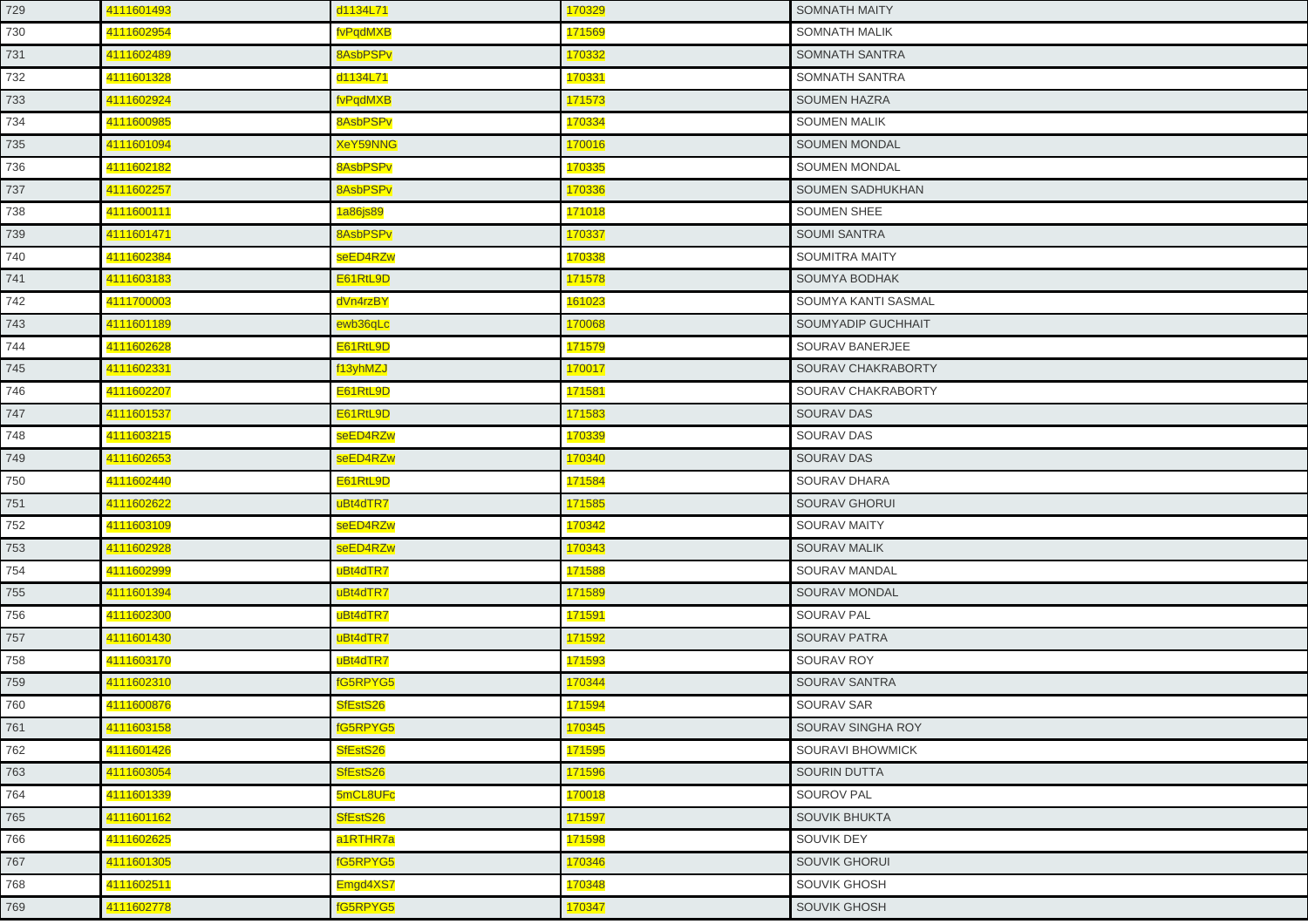| 729 | 4111601493 | d1134L71 | 170329 | SOMNATH MAITY |
|---|---|---|---|---|
| 730 | 4111602954 | fvPqdMXB | 171569 | SOMNATH MALIK |
| 731 | 4111602489 | 8AsbPSPv | 170332 | SOMNATH SANTRA |
| 732 | 4111601328 | d1134L71 | 170331 | SOMNATH SANTRA |
| 733 | 4111602924 | fvPqdMXB | 171573 | SOUMEN HAZRA |
| 734 | 4111600985 | 8AsbPSPv | 170334 | SOUMEN MALIK |
| 735 | 4111601094 | XeY59NNG | 170016 | SOUMEN MONDAL |
| 736 | 4111602182 | 8AsbPSPv | 170335 | SOUMEN MONDAL |
| 737 | 4111602257 | 8AsbPSPv | 170336 | SOUMEN SADHUKHAN |
| 738 | 4111600111 | 1a86js89 | 171018 | SOUMEN SHEE |
| 739 | 4111601471 | 8AsbPSPv | 170337 | SOUMI SANTRA |
| 740 | 4111602384 | seED4RZw | 170338 | SOUMITRA MAITY |
| 741 | 4111603183 | E61RtL9D | 171578 | SOUMYA BODHAK |
| 742 | 4111700003 | dVn4rzBY | 161023 | SOUMYA KANTI SASMAL |
| 743 | 4111601189 | ewb36qLc | 170068 | SOUMYADIP GUCHHAIT |
| 744 | 4111602628 | E61RtL9D | 171579 | SOURAV BANERJEE |
| 745 | 4111602331 | f13yhMZJ | 170017 | SOURAV CHAKRABORTY |
| 746 | 4111602207 | E61RtL9D | 171581 | SOURAV CHAKRABORTY |
| 747 | 4111601537 | E61RtL9D | 171583 | SOURAV DAS |
| 748 | 4111603215 | seED4RZw | 170339 | SOURAV DAS |
| 749 | 4111602653 | seED4RZw | 170340 | SOURAV DAS |
| 750 | 4111602440 | E61RtL9D | 171584 | SOURAV DHARA |
| 751 | 4111602622 | uBt4dTR7 | 171585 | SOURAV GHORUI |
| 752 | 4111603109 | seED4RZw | 170342 | SOURAV MAITY |
| 753 | 4111602928 | seED4RZw | 170343 | SOURAV MALIK |
| 754 | 4111602999 | uBt4dTR7 | 171588 | SOURAV MANDAL |
| 755 | 4111601394 | uBt4dTR7 | 171589 | SOURAV MONDAL |
| 756 | 4111602300 | uBt4dTR7 | 171591 | SOURAV PAL |
| 757 | 4111601430 | uBt4dTR7 | 171592 | SOURAV PATRA |
| 758 | 4111603170 | uBt4dTR7 | 171593 | SOURAV ROY |
| 759 | 4111602310 | fG5RPYG5 | 170344 | SOURAV SANTRA |
| 760 | 4111600876 | SfEstS26 | 171594 | SOURAV SAR |
| 761 | 4111603158 | fG5RPYG5 | 170345 | SOURAV SINGHA ROY |
| 762 | 4111601426 | SfEstS26 | 171595 | SOURAVI BHOWMICK |
| 763 | 4111603054 | SfEstS26 | 171596 | SOURIN DUTTA |
| 764 | 4111601339 | 5mCL8UFc | 170018 | SOUROV PAL |
| 765 | 4111601162 | SfEstS26 | 171597 | SOUVIK BHUKTA |
| 766 | 4111602625 | a1RTHR7a | 171598 | SOUVIK DEY |
| 767 | 4111601305 | fG5RPYG5 | 170346 | SOUVIK GHORUI |
| 768 | 4111602511 | Emgd4XS7 | 170348 | SOUVIK GHOSH |
| 769 | 4111602778 | fG5RPYG5 | 170347 | SOUVIK GHOSH |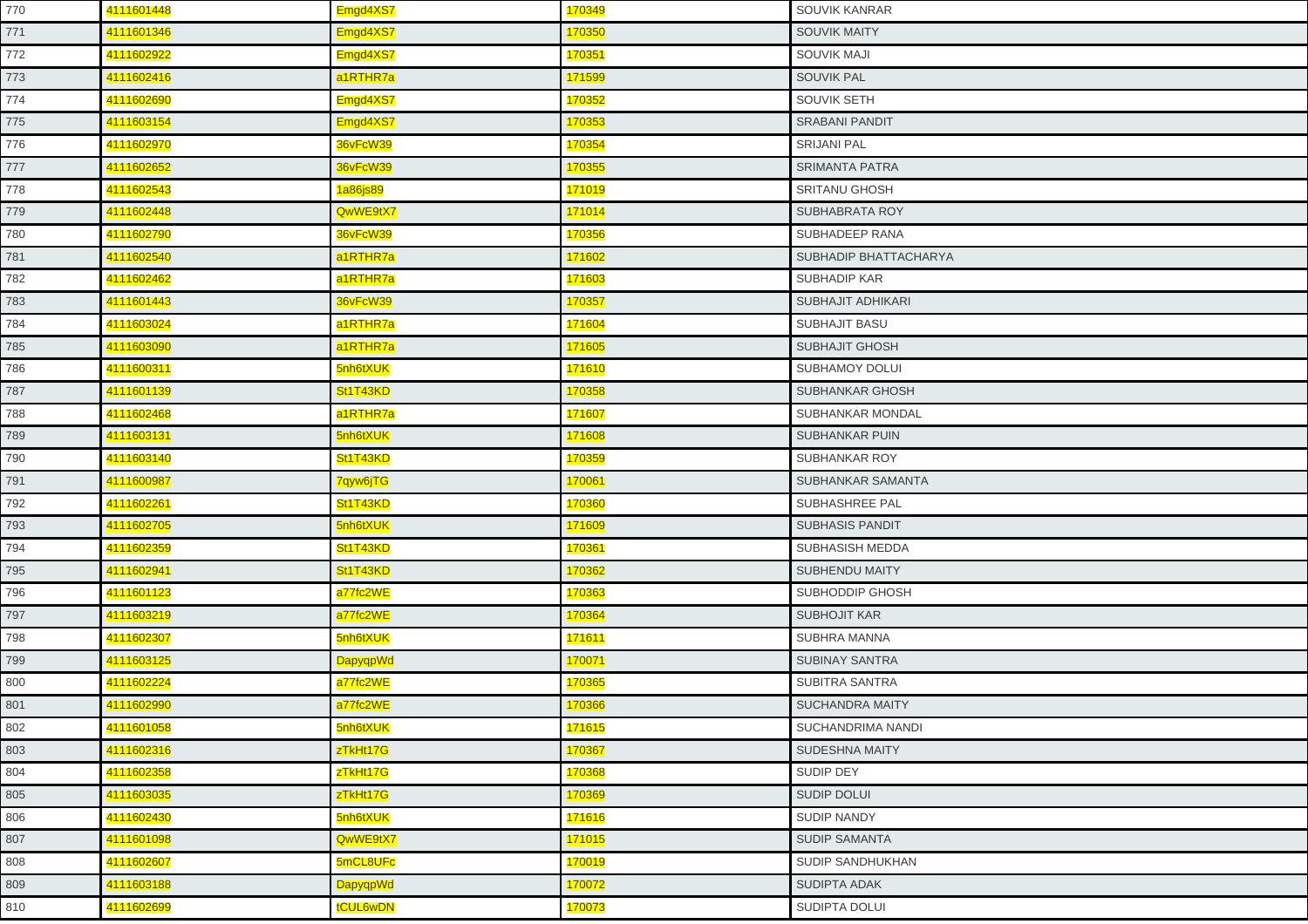| 770 | 4111601448 | Emgd4XS7 | 170349 | SOUVIK KANRAR |
|---|---|---|---|---|
| 771 | 4111601346 | Emgd4XS7 | 170350 | SOUVIK MAITY |
| 772 | 4111602922 | Emgd4XS7 | 170351 | SOUVIK MAJI |
| 773 | 4111602416 | a1RTHR7a | 171599 | SOUVIK PAL |
| 774 | 4111602690 | Emgd4XS7 | 170352 | SOUVIK SETH |
| 775 | 4111603154 | Emgd4XS7 | 170353 | SRABANI PANDIT |
| 776 | 4111602970 | 36vFcW39 | 170354 | SRIJANI PAL |
| 777 | 4111602652 | 36vFcW39 | 170355 | SRIMANTA PATRA |
| 778 | 4111602543 | 1a86js89 | 171019 | SRITANU GHOSH |
| 779 | 4111602448 | QwWE9tX7 | 171014 | SUBHABRATA ROY |
| 780 | 4111602790 | 36vFcW39 | 170356 | SUBHADEEP RANA |
| 781 | 4111602540 | a1RTHR7a | 171602 | SUBHADIP BHATTACHARYA |
| 782 | 4111602462 | a1RTHR7a | 171603 | SUBHADIP KAR |
| 783 | 4111601443 | 36vFcW39 | 170357 | SUBHAJIT ADHIKARI |
| 784 | 4111603024 | a1RTHR7a | 171604 | SUBHAJIT BASU |
| 785 | 4111603090 | a1RTHR7a | 171605 | SUBHAJIT GHOSH |
| 786 | 4111600311 | 5nh6tXUK | 171610 | SUBHAMOY DOLUI |
| 787 | 4111601139 | St1T43KD | 170358 | SUBHANKAR GHOSH |
| 788 | 4111602468 | a1RTHR7a | 171607 | SUBHANKAR MONDAL |
| 789 | 4111603131 | 5nh6tXUK | 171608 | SUBHANKAR PUIN |
| 790 | 4111603140 | St1T43KD | 170359 | SUBHANKAR ROY |
| 791 | 4111600987 | 7qyw6jTG | 170061 | SUBHANKAR SAMANTA |
| 792 | 4111602261 | St1T43KD | 170360 | SUBHASHREE PAL |
| 793 | 4111602705 | 5nh6tXUK | 171609 | SUBHASIS PANDIT |
| 794 | 4111602359 | St1T43KD | 170361 | SUBHASISH MEDDA |
| 795 | 4111602941 | St1T43KD | 170362 | SUBHENDU MAITY |
| 796 | 4111601123 | a77fc2WE | 170363 | SUBHODDIP GHOSH |
| 797 | 4111603219 | a77fc2WE | 170364 | SUBHOJIT KAR |
| 798 | 4111602307 | 5nh6tXUK | 171611 | SUBHRA MANNA |
| 799 | 4111603125 | DapyqpWd | 170071 | SUBINAY SANTRA |
| 800 | 4111602224 | a77fc2WE | 170365 | SUBITRA SANTRA |
| 801 | 4111602990 | a77fc2WE | 170366 | SUCHANDRA MAITY |
| 802 | 4111601058 | 5nh6tXUK | 171615 | SUCHANDRIMA NANDI |
| 803 | 4111602316 | zTkHt17G | 170367 | SUDESHNA MAITY |
| 804 | 4111602358 | zTkHt17G | 170368 | SUDIP DEY |
| 805 | 4111603035 | zTkHt17G | 170369 | SUDIP DOLUI |
| 806 | 4111602430 | 5nh6tXUK | 171616 | SUDIP NANDY |
| 807 | 4111601098 | QwWE9tX7 | 171015 | SUDIP SAMANTA |
| 808 | 4111602607 | 5mCL8UFc | 170019 | SUDIP SANDHUKHAN |
| 809 | 4111603188 | DapyqpWd | 170072 | SUDIPTA ADAK |
| 810 | 4111602699 | tCUL6wDN | 170073 | SUDIPTA DOLUI |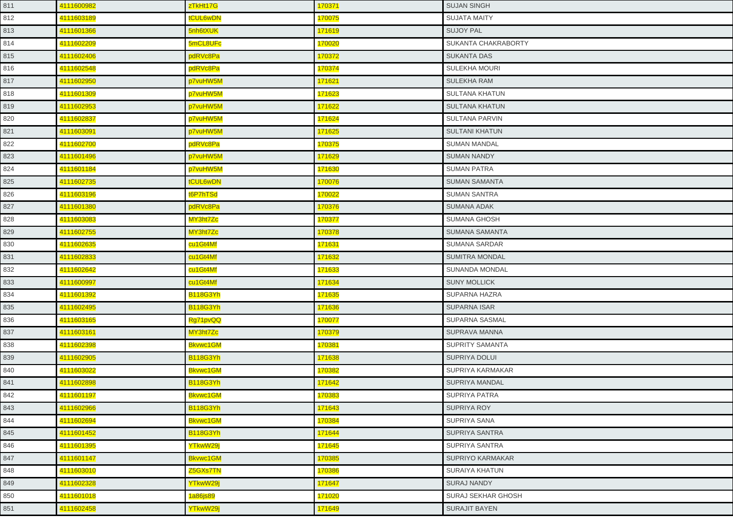| 811 | 4111600982 | zTkHt17G | 170371 | SUJAN SINGH |
|---|---|---|---|---|
| 812 | 4111603189 | tCUL6wDN | 170075 | SUJATA MAITY |
| 813 | 4111601366 | 5nh6tXUK | 171619 | SUJOY PAL |
| 814 | 4111602209 | 5mCL8UFc | 170020 | SUKANTA CHAKRABORTY |
| 815 | 4111602406 | pdRVc8Pa | 170372 | SUKANTA DAS |
| 816 | 4111602548 | pdRVc8Pa | 170374 | SULEKHA MOURI |
| 817 | 4111602950 | p7vuHW5M | 171621 | SULEKHA RAM |
| 818 | 4111601309 | p7vuHW5M | 171623 | SULTANA KHATUN |
| 819 | 4111602953 | p7vuHW5M | 171622 | SULTANA KHATUN |
| 820 | 4111602837 | p7vuHW5M | 171624 | SULTANA PARVIN |
| 821 | 4111603091 | p7vuHW5M | 171625 | SULTANI KHATUN |
| 822 | 4111602700 | pdRVc8Pa | 170375 | SUMAN MANDAL |
| 823 | 4111601496 | p7vuHW5M | 171629 | SUMAN NANDY |
| 824 | 4111601184 | p7vuHW5M | 171630 | SUMAN PATRA |
| 825 | 4111602735 | tCUL6wDN | 170076 | SUMAN SAMANTA |
| 826 | 4111603196 | t6P7hTSd | 170022 | SUMAN SANTRA |
| 827 | 4111601380 | pdRVc8Pa | 170376 | SUMANA ADAK |
| 828 | 4111603083 | MY3ht7Zc | 170377 | SUMANA GHOSH |
| 829 | 4111602755 | MY3ht7Zc | 170378 | SUMANA SAMANTA |
| 830 | 4111602635 | cu1Gt4Mf | 171631 | SUMANA SARDAR |
| 831 | 4111602833 | cu1Gt4Mf | 171632 | SUMITRA MONDAL |
| 832 | 4111602642 | cu1Gt4Mf | 171633 | SUNANDA MONDAL |
| 833 | 4111600997 | cu1Gt4Mf | 171634 | SUNY MOLLICK |
| 834 | 4111601392 | B118G3Yh | 171635 | SUPARNA HAZRA |
| 835 | 4111602495 | B118G3Yh | 171636 | SUPARNA ISAR |
| 836 | 4111603165 | Rg71pvQQ | 170077 | SUPARNA SASMAL |
| 837 | 4111603161 | MY3ht7Zc | 170379 | SUPRAVA MANNA |
| 838 | 4111602398 | Bkvwc1GM | 170381 | SUPRITY SAMANTA |
| 839 | 4111602905 | B118G3Yh | 171638 | SUPRIYA DOLUI |
| 840 | 4111603022 | Bkvwc1GM | 170382 | SUPRIYA KARMAKAR |
| 841 | 4111602898 | B118G3Yh | 171642 | SUPRIYA MANDAL |
| 842 | 4111601197 | Bkvwc1GM | 170383 | SUPRIYA PATRA |
| 843 | 4111602966 | B118G3Yh | 171643 | SUPRIYA ROY |
| 844 | 4111602694 | Bkvwc1GM | 170384 | SUPRIYA SANA |
| 845 | 4111601452 | B118G3Yh | 171644 | SUPRIYA SANTRA |
| 846 | 4111601395 | YTkwW29j | 171645 | SUPRIYA SANTRA |
| 847 | 4111601147 | Bkvwc1GM | 170385 | SUPRIYO KARMAKAR |
| 848 | 4111603010 | Z5GXs7TN | 170386 | SURAIYA KHATUN |
| 849 | 4111602328 | YTkwW29j | 171647 | SURAJ NANDY |
| 850 | 4111601018 | 1a86js89 | 171020 | SURAJ SEKHAR GHOSH |
| 851 | 4111602458 | YTkwW29j | 171649 | SURAJIT BAYEN |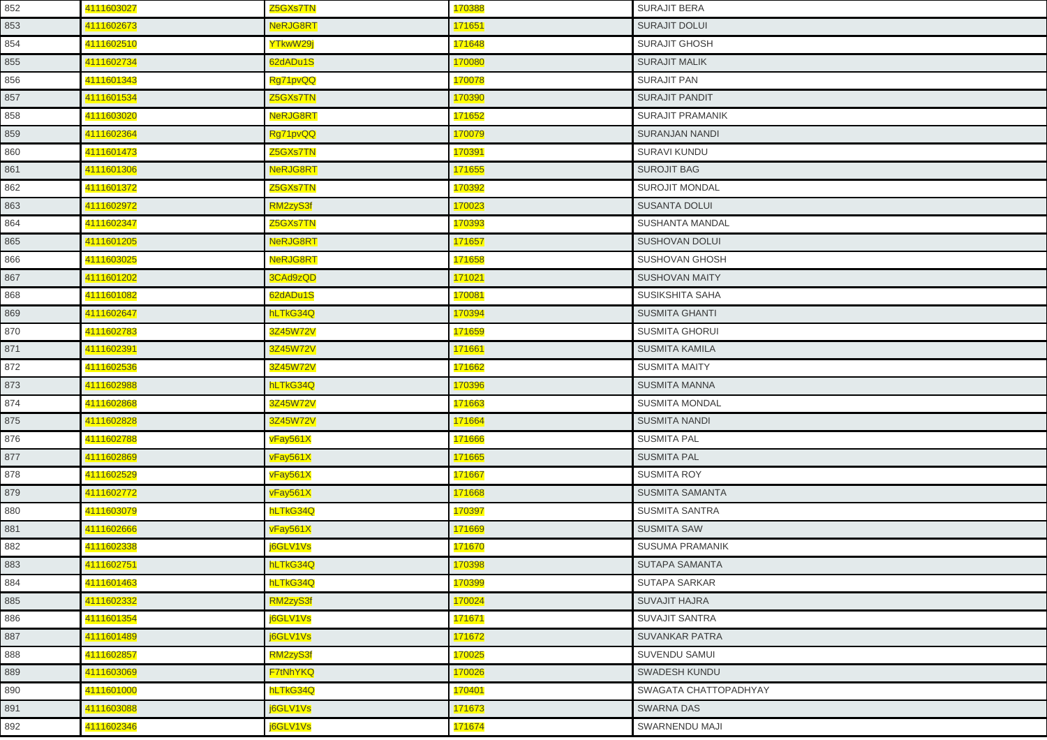| | | | | |
|---|---|---|---|---|
| 852 | 4111603027 | Z5GXs7TN | 170388 | SURAJIT BERA |
| 853 | 4111602673 | NeRJG8RT | 171651 | SURAJIT DOLUI |
| 854 | 4111602510 | YTkwW29j | 171648 | SURAJIT GHOSH |
| 855 | 4111602734 | 62dADu1S | 170080 | SURAJIT MALIK |
| 856 | 4111601343 | Rg71pvQQ | 170078 | SURAJIT PAN |
| 857 | 4111601534 | Z5GXs7TN | 170390 | SURAJIT PANDIT |
| 858 | 4111603020 | NeRJG8RT | 171652 | SURAJIT PRAMANIK |
| 859 | 4111602364 | Rg71pvQQ | 170079 | SURANJAN NANDI |
| 860 | 4111601473 | Z5GXs7TN | 170391 | SURAVI KUNDU |
| 861 | 4111601306 | NeRJG8RT | 171655 | SUROJIT BAG |
| 862 | 4111601372 | Z5GXs7TN | 170392 | SUROJIT MONDAL |
| 863 | 4111602972 | RM2zyS3f | 170023 | SUSANTA DOLUI |
| 864 | 4111602347 | Z5GXs7TN | 170393 | SUSHANTA MANDAL |
| 865 | 4111601205 | NeRJG8RT | 171657 | SUSHOVAN DOLUI |
| 866 | 4111603025 | NeRJG8RT | 171658 | SUSHOVAN GHOSH |
| 867 | 4111601202 | 3CAd9zQD | 171021 | SUSHOVAN MAITY |
| 868 | 4111601082 | 62dADu1S | 170081 | SUSIKSHITA SAHA |
| 869 | 4111602647 | hLTkG34Q | 170394 | SUSMITA GHANTI |
| 870 | 4111602783 | 3Z45W72V | 171659 | SUSMITA GHORUI |
| 871 | 4111602391 | 3Z45W72V | 171661 | SUSMITA KAMILA |
| 872 | 4111602536 | 3Z45W72V | 171662 | SUSMITA MAITY |
| 873 | 4111602988 | hLTkG34Q | 170396 | SUSMITA MANNA |
| 874 | 4111602868 | 3Z45W72V | 171663 | SUSMITA MONDAL |
| 875 | 4111602828 | 3Z45W72V | 171664 | SUSMITA NANDI |
| 876 | 4111602788 | vFay561X | 171666 | SUSMITA PAL |
| 877 | 4111602869 | vFay561X | 171665 | SUSMITA PAL |
| 878 | 4111602529 | vFay561X | 171667 | SUSMITA ROY |
| 879 | 4111602772 | vFay561X | 171668 | SUSMITA SAMANTA |
| 880 | 4111603079 | hLTkG34Q | 170397 | SUSMITA SANTRA |
| 881 | 4111602666 | vFay561X | 171669 | SUSMITA SAW |
| 882 | 4111602338 | j6GLV1Vs | 171670 | SUSUMA PRAMANIK |
| 883 | 4111602751 | hLTkG34Q | 170398 | SUTAPA SAMANTA |
| 884 | 4111601463 | hLTkG34Q | 170399 | SUTAPA SARKAR |
| 885 | 4111602332 | RM2zyS3f | 170024 | SUVAJIT HAJRA |
| 886 | 4111601354 | j6GLV1Vs | 171671 | SUVAJIT SANTRA |
| 887 | 4111601489 | j6GLV1Vs | 171672 | SUVANKAR PATRA |
| 888 | 4111602857 | RM2zyS3f | 170025 | SUVENDU SAMUI |
| 889 | 4111603069 | F7tNhYKQ | 170026 | SWADESH KUNDU |
| 890 | 4111601000 | hLTkG34Q | 170401 | SWAGATA CHATTOPADHYAY |
| 891 | 4111603088 | j6GLV1Vs | 171673 | SWARNA DAS |
| 892 | 4111602346 | j6GLV1Vs | 171674 | SWARNENDU MAJI |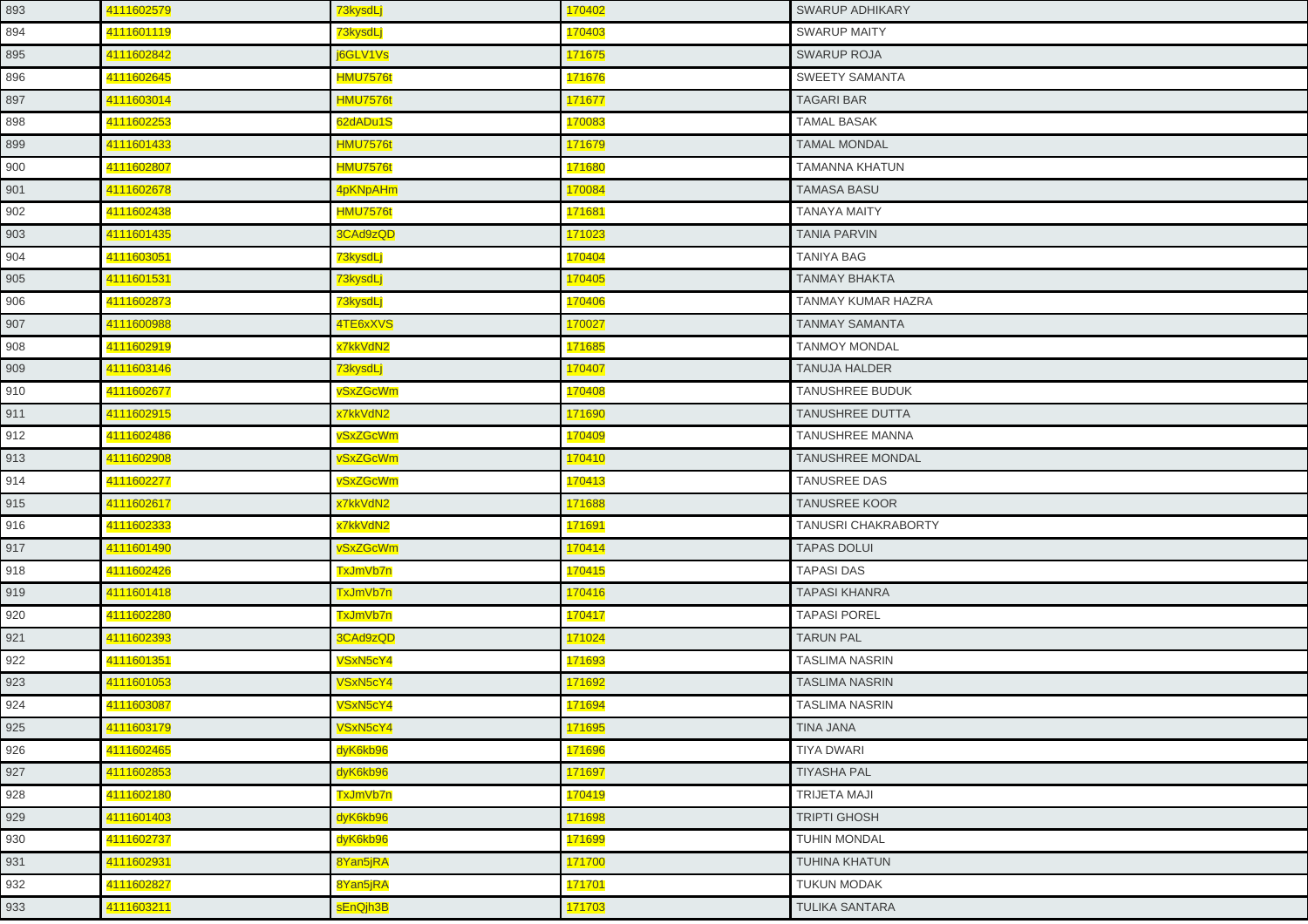| 893 | 4111602579 | 73kysdLj | 170402 | SWARUP ADHIKARY |
|---|---|---|---|---|
| 894 | 4111601119 | 73kysdLj | 170403 | SWARUP MAITY |
| 895 | 4111602842 | j6GLV1Vs | 171675 | SWARUP ROJA |
| 896 | 4111602645 | HMU7576t | 171676 | SWEETY SAMANTA |
| 897 | 4111603014 | HMU7576t | 171677 | TAGARI BAR |
| 898 | 4111602253 | 62dADu1S | 170083 | TAMAL BASAK |
| 899 | 4111601433 | HMU7576t | 171679 | TAMAL MONDAL |
| 900 | 4111602807 | HMU7576t | 171680 | TAMANNA KHATUN |
| 901 | 4111602678 | 4pKNpAHm | 170084 | TAMASA BASU |
| 902 | 4111602438 | HMU7576t | 171681 | TANAYA MAITY |
| 903 | 4111601435 | 3CAd9zQD | 171023 | TANIA PARVIN |
| 904 | 4111603051 | 73kysdLj | 170404 | TANIYA BAG |
| 905 | 4111601531 | 73kysdLj | 170405 | TANMAY BHAKTA |
| 906 | 4111602873 | 73kysdLj | 170406 | TANMAY KUMAR HAZRA |
| 907 | 4111600988 | 4TE6xXVS | 170027 | TANMAY SAMANTA |
| 908 | 4111602919 | x7kkVdN2 | 171685 | TANMOY MONDAL |
| 909 | 4111603146 | 73kysdLj | 170407 | TANUJA HALDER |
| 910 | 4111602677 | vSxZGcWm | 170408 | TANUSHREE BUDUK |
| 911 | 4111602915 | x7kkVdN2 | 171690 | TANUSHREE DUTTA |
| 912 | 4111602486 | vSxZGcWm | 170409 | TANUSHREE MANNA |
| 913 | 4111602908 | vSxZGcWm | 170410 | TANUSHREE MONDAL |
| 914 | 4111602277 | vSxZGcWm | 170413 | TANUSREE DAS |
| 915 | 4111602617 | x7kkVdN2 | 171688 | TANUSREE KOOR |
| 916 | 4111602333 | x7kkVdN2 | 171691 | TANUSRI CHAKRABORTY |
| 917 | 4111601490 | vSxZGcWm | 170414 | TAPAS DOLUI |
| 918 | 4111602426 | TxJmVb7n | 170415 | TAPASI DAS |
| 919 | 4111601418 | TxJmVb7n | 170416 | TAPASI KHANRA |
| 920 | 4111602280 | TxJmVb7n | 170417 | TAPASI POREL |
| 921 | 4111602393 | 3CAd9zQD | 171024 | TARUN PAL |
| 922 | 4111601351 | VSxN5cY4 | 171693 | TASLIMA NASRIN |
| 923 | 4111601053 | VSxN5cY4 | 171692 | TASLIMA NASRIN |
| 924 | 4111603087 | VSxN5cY4 | 171694 | TASLIMA NASRIN |
| 925 | 4111603179 | VSxN5cY4 | 171695 | TINA JANA |
| 926 | 4111602465 | dyK6kb96 | 171696 | TIYA DWARI |
| 927 | 4111602853 | dyK6kb96 | 171697 | TIYASHA PAL |
| 928 | 4111602180 | TxJmVb7n | 170419 | TRIJETA MAJI |
| 929 | 4111601403 | dyK6kb96 | 171698 | TRIPTI GHOSH |
| 930 | 4111602737 | dyK6kb96 | 171699 | TUHIN MONDAL |
| 931 | 4111602931 | 8Yan5jRA | 171700 | TUHINA KHATUN |
| 932 | 4111602827 | 8Yan5jRA | 171701 | TUKUN MODAK |
| 933 | 4111603211 | sEnQjh3B | 171703 | TULIKA SANTARA |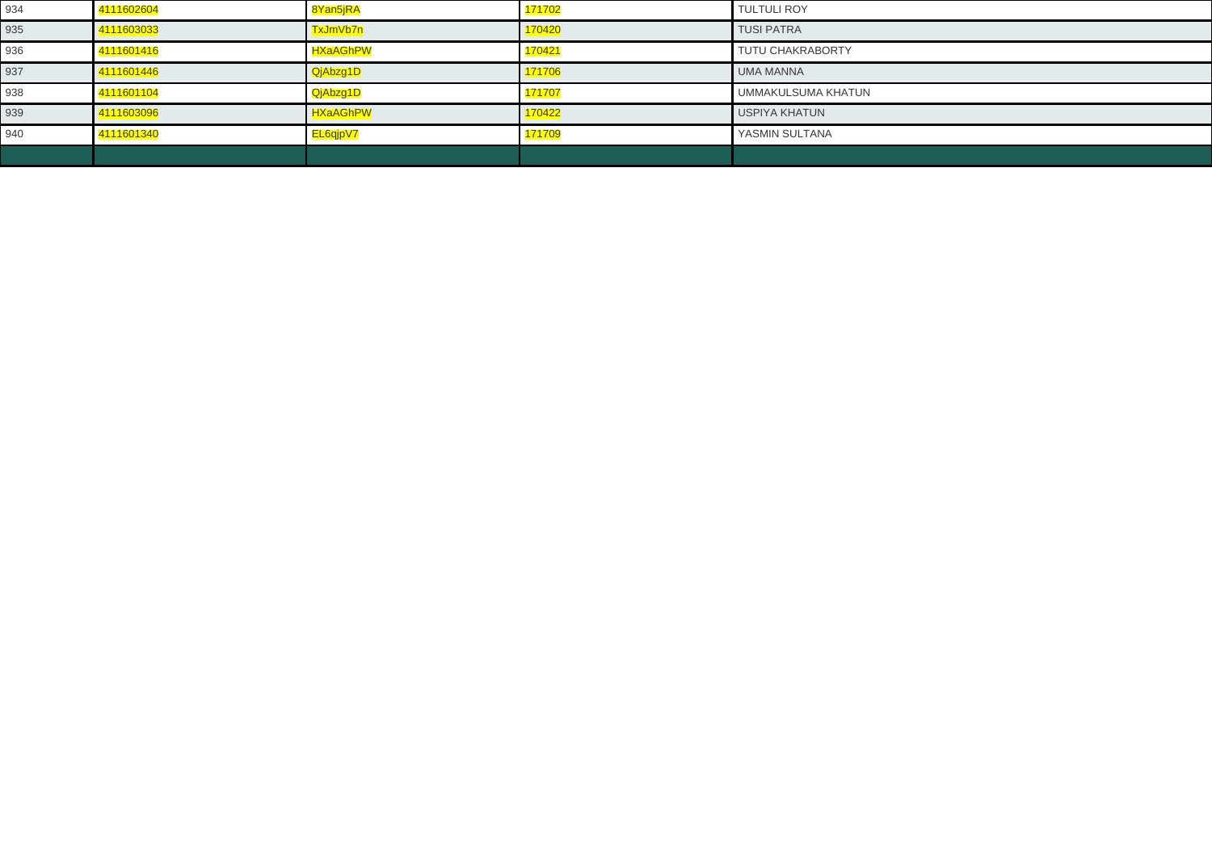| | | | | |
|---|---|---|---|---|
| 934 | 4111602604 | 8Yan5jRA | 171702 | TULTULI ROY |
| 935 | 4111603033 | TxJmVb7n | 170420 | TUSI PATRA |
| 936 | 4111601416 | HXaAGhPW | 170421 | TUTU CHAKRABORTY |
| 937 | 4111601446 | QjAbzg1D | 171706 | UMA MANNA |
| 938 | 4111601104 | QjAbzg1D | 171707 | UMMAKULSUMA KHATUN |
| 939 | 4111603096 | HXaAGhPW | 170422 | USPIYA KHATUN |
| 940 | 4111601340 | EL6qjpV7 | 171709 | YASMIN SULTANA |
| | | | | |